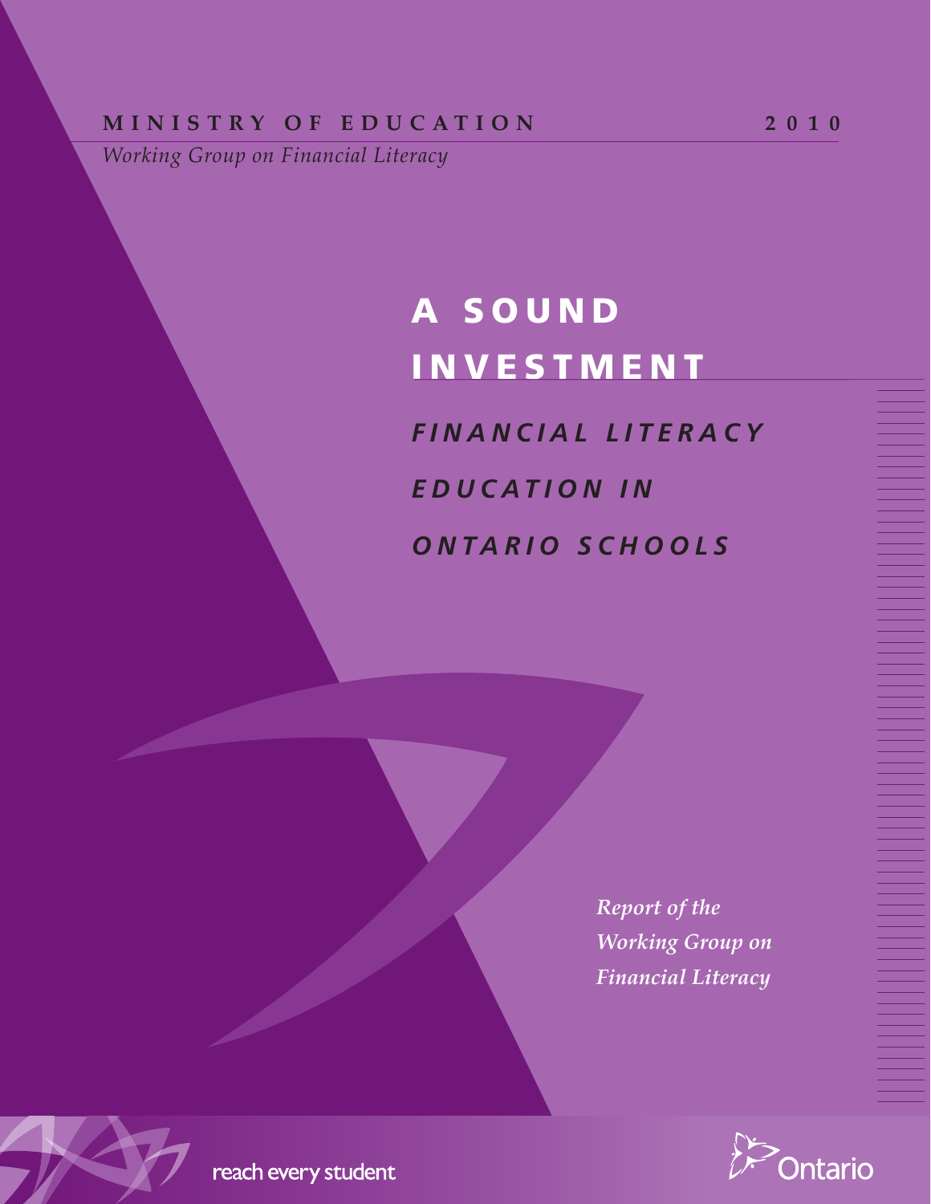MINISTRY OF EDUCATION 2010

*Working Group on Financial Literacy*

# A SOUND INVESTMENT

## *FINANCIAL LITERACY EDUCATION IN ONTARIO SCHOOLS*

*Report of the Working Group on Financial Literacy*

reach every student

Ontario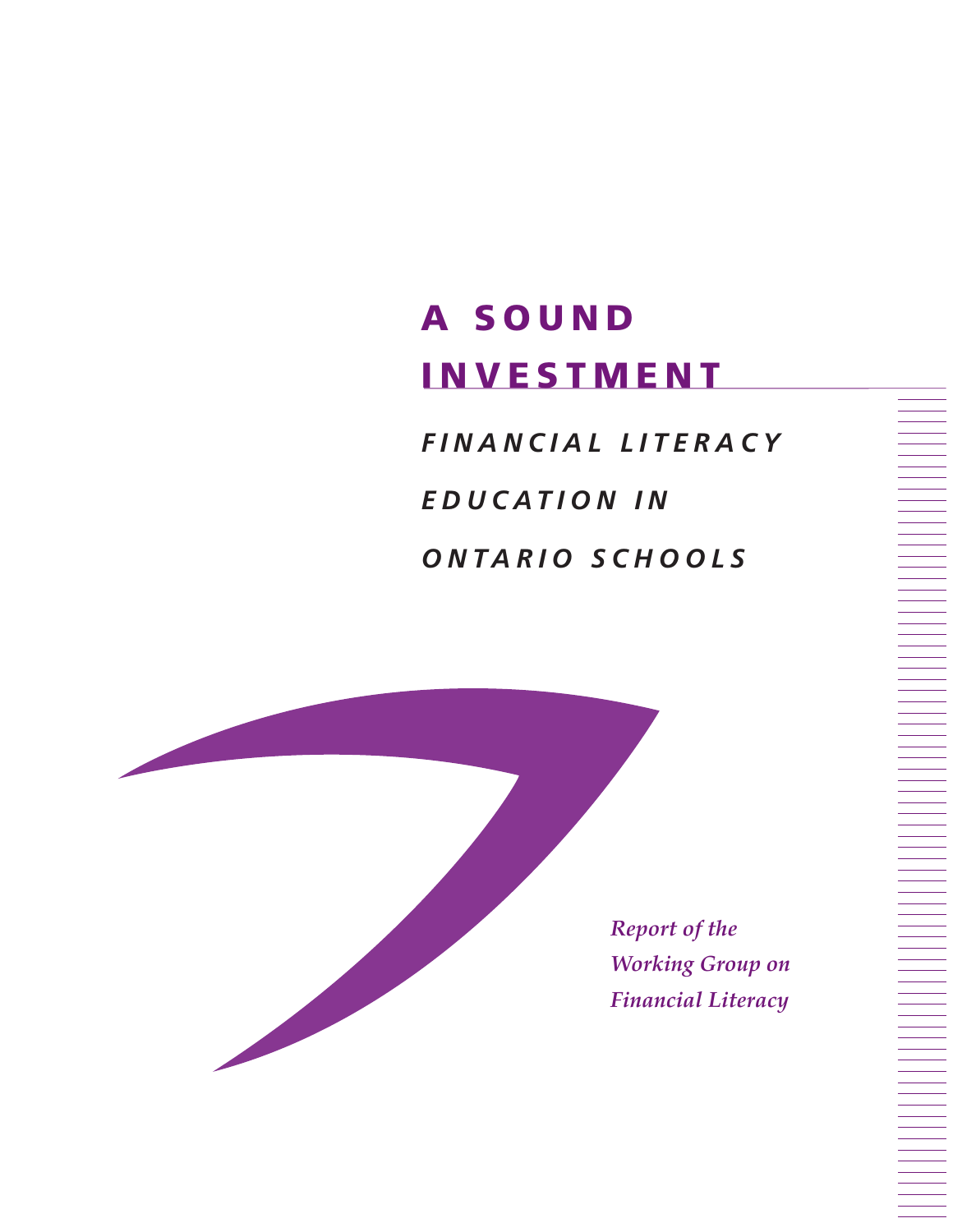# A SOUND INVESTMENT

## *FINANCIAL LITERACY EDUCATION IN ONTARIO SCHOOLS*

*Report of the Working Group on Financial Literacy*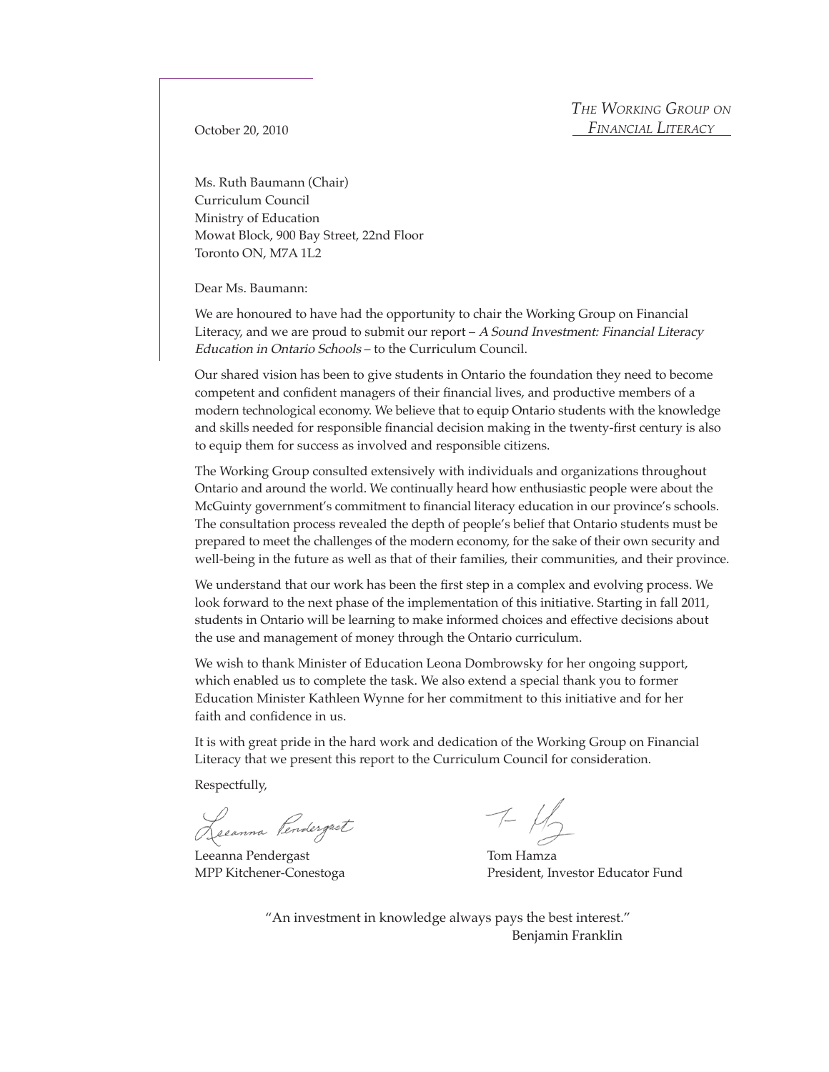*The Working Group on Financial Literacy*

October 20, 2010

Ms. Ruth Baumann (Chair)
Curriculum Council
Ministry of Education
Mowat Block, 900 Bay Street, 22nd Floor
Toronto ON, M7A 1L2

Dear Ms. Baumann:

We are honoured to have had the opportunity to chair the Working Group on Financial Literacy, and we are proud to submit our report – *A Sound Investment: Financial Literacy Education in Ontario Schools* – to the Curriculum Council.

Our shared vision has been to give students in Ontario the foundation they need to become competent and confident managers of their financial lives, and productive members of a modern technological economy. We believe that to equip Ontario students with the knowledge and skills needed for responsible financial decision making in the twenty-first century is also to equip them for success as involved and responsible citizens.

The Working Group consulted extensively with individuals and organizations throughout Ontario and around the world. We continually heard how enthusiastic people were about the McGuinty government's commitment to financial literacy education in our province's schools. The consultation process revealed the depth of people's belief that Ontario students must be prepared to meet the challenges of the modern economy, for the sake of their own security and well-being in the future as well as that of their families, their communities, and their province.

We understand that our work has been the first step in a complex and evolving process. We look forward to the next phase of the implementation of this initiative. Starting in fall 2011, students in Ontario will be learning to make informed choices and effective decisions about the use and management of money through the Ontario curriculum.

We wish to thank Minister of Education Leona Dombrowsky for her ongoing support, which enabled us to complete the task. We also extend a special thank you to former Education Minister Kathleen Wynne for her commitment to this initiative and for her faith and confidence in us.

It is with great pride in the hard work and dedication of the Working Group on Financial Literacy that we present this report to the Curriculum Council for consideration.

Respectfully,

Leeanna Pendergast
MPP Kitchener-Conestoga

Tom Hamza
President, Investor Educator Fund

"An investment in knowledge always pays the best interest."
Benjamin Franklin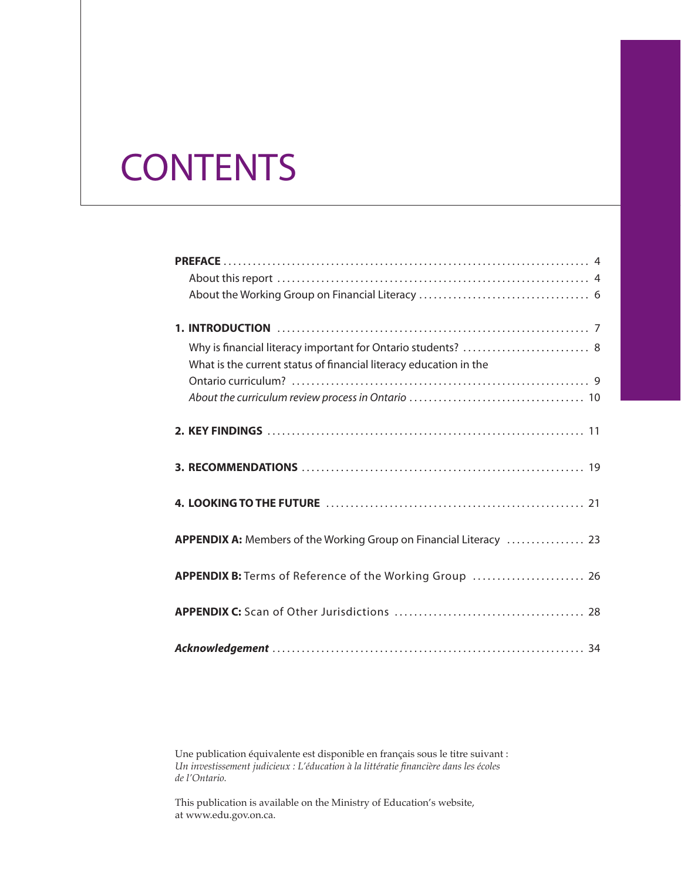# CONTENTS

**PREFACE** ........................................................................ 4
- About this report ........................................................ 4
- About the Working Group on Financial Literacy ..................................... 6

**1. INTRODUCTION** ........................................................ 7
- Why is financial literacy important for Ontario students? .......................... 8
- What is the current status of financial literacy education in the Ontario curriculum? ........................................................... 9
- *About the curriculum review process in Ontario* .................................... 10

**2. KEY FINDINGS** ........................................................ 11

**3. RECOMMENDATIONS** ........................................................ 19

**4. LOOKING TO THE FUTURE** ........................................................ 21

**APPENDIX A:** Members of the Working Group on Financial Literacy ................ 23

**APPENDIX B:** Terms of Reference of the Working Group ....................... 26

**APPENDIX C:** Scan of Other Jurisdictions ....................................... 28

***Acknowledgement*** ........................................................ 34

Une publication équivalente est disponible en français sous le titre suivant : *Un investissement judicieux : L'éducation à la littératie financière dans les écoles de l'Ontario.*

This publication is available on the Ministry of Education's website, at www.edu.gov.on.ca.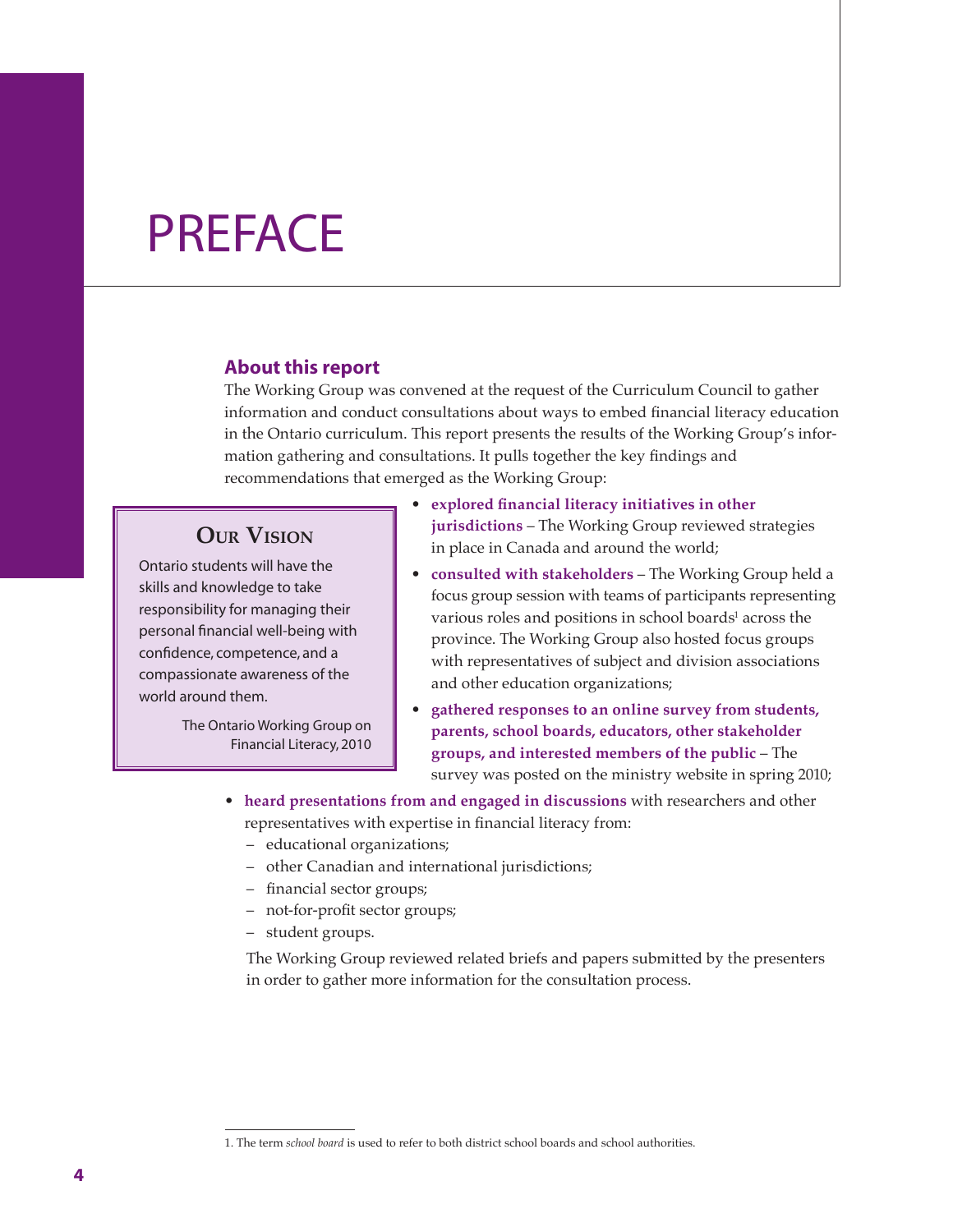# PREFACE

## About this report

The Working Group was convened at the request of the Curriculum Council to gather information and conduct consultations about ways to embed financial literacy education in the Ontario curriculum. This report presents the results of the Working Group's information gathering and consultations. It pulls together the key findings and recommendations that emerged as the Working Group:

- **explored financial literacy initiatives in other jurisdictions** – The Working Group reviewed strategies in place in Canada and around the world;
- **consulted with stakeholders** – The Working Group held a focus group session with teams of participants representing various roles and positions in school boards[1] across the province. The Working Group also hosted focus groups with representatives of subject and division associations and other education organizations;
- **gathered responses to an online survey from students, parents, school boards, educators, other stakeholder groups, and interested members of the public** – The survey was posted on the ministry website in spring 2010;
- **heard presentations from and engaged in discussions** with researchers and other representatives with expertise in financial literacy from:
  - educational organizations;
  - other Canadian and international jurisdictions;
  - financial sector groups;
  - not-for-profit sector groups;
  - student groups.

  The Working Group reviewed related briefs and papers submitted by the presenters in order to gather more information for the consultation process.

> **OUR VISION**
>
> Ontario students will have the skills and knowledge to take responsibility for managing their personal financial well-being with confidence, competence, and a compassionate awareness of the world around them.
>
> The Ontario Working Group on Financial Literacy, 2010

1. The term *school board* is used to refer to both district school boards and school authorities.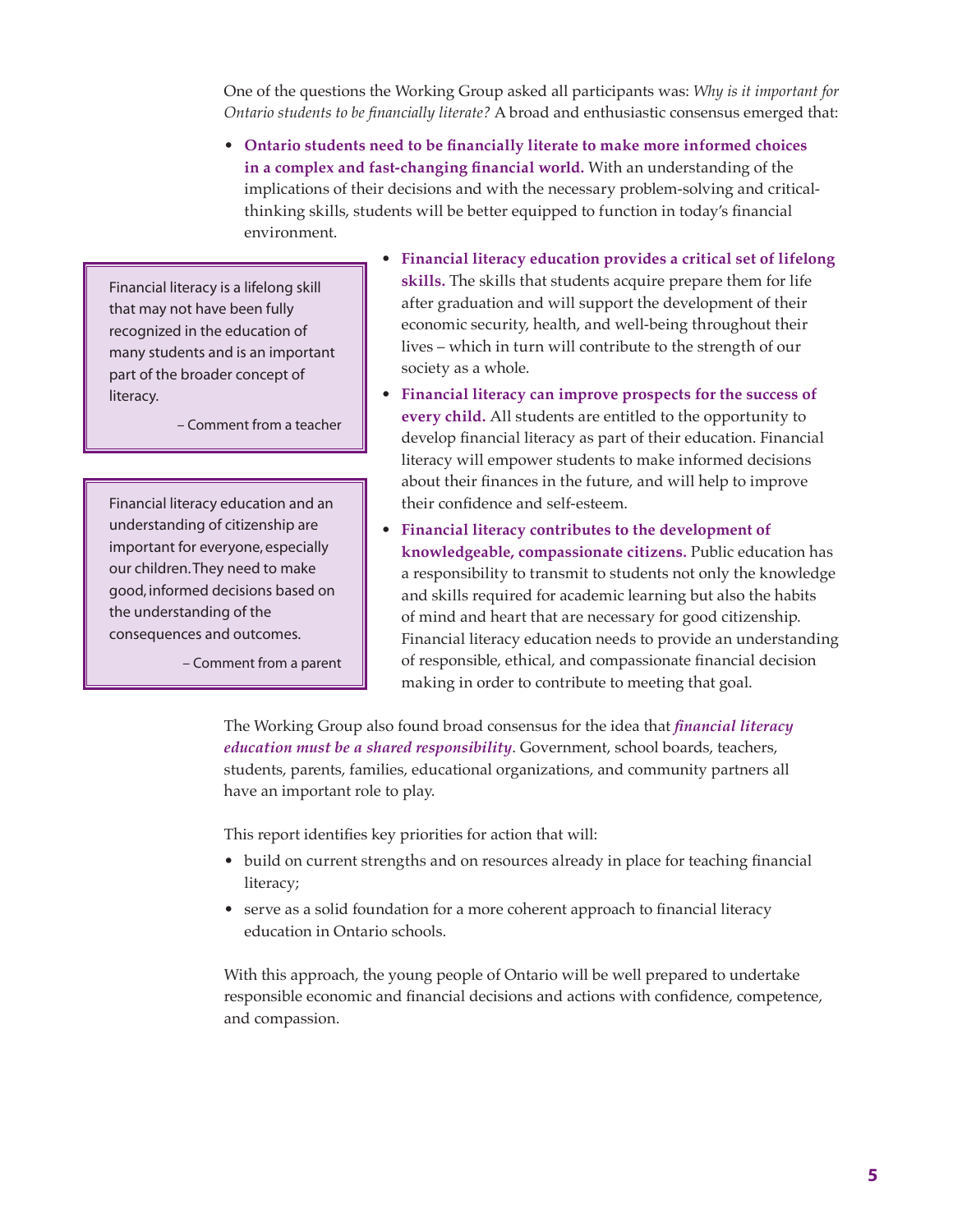One of the questions the Working Group asked all participants was: *Why is it important for Ontario students to be financially literate?* A broad and enthusiastic consensus emerged that:

- **Ontario students need to be financially literate to make more informed choices in a complex and fast-changing financial world.** With an understanding of the implications of their decisions and with the necessary problem-solving and critical-thinking skills, students will be better equipped to function in today's financial environment.
- **Financial literacy education provides a critical set of lifelong skills.** The skills that students acquire prepare them for life after graduation and will support the development of their economic security, health, and well-being throughout their lives – which in turn will contribute to the strength of our society as a whole.
- **Financial literacy can improve prospects for the success of every child.** All students are entitled to the opportunity to develop financial literacy as part of their education. Financial literacy will empower students to make informed decisions about their finances in the future, and will help to improve their confidence and self-esteem.
- **Financial literacy contributes to the development of knowledgeable, compassionate citizens.** Public education has a responsibility to transmit to students not only the knowledge and skills required for academic learning but also the habits of mind and heart that are necessary for good citizenship. Financial literacy education needs to provide an understanding of responsible, ethical, and compassionate financial decision making in order to contribute to meeting that goal.

> Financial literacy is a lifelong skill that may not have been fully recognized in the education of many students and is an important part of the broader concept of literacy.
>
> – Comment from a teacher

> Financial literacy education and an understanding of citizenship are important for everyone, especially our children. They need to make good, informed decisions based on the understanding of the consequences and outcomes.
>
> – Comment from a parent

The Working Group also found broad consensus for the idea that ***financial literacy education must be a shared responsibility***. Government, school boards, teachers, students, parents, families, educational organizations, and community partners all have an important role to play.

This report identifies key priorities for action that will:

- build on current strengths and on resources already in place for teaching financial literacy;
- serve as a solid foundation for a more coherent approach to financial literacy education in Ontario schools.

With this approach, the young people of Ontario will be well prepared to undertake responsible economic and financial decisions and actions with confidence, competence, and compassion.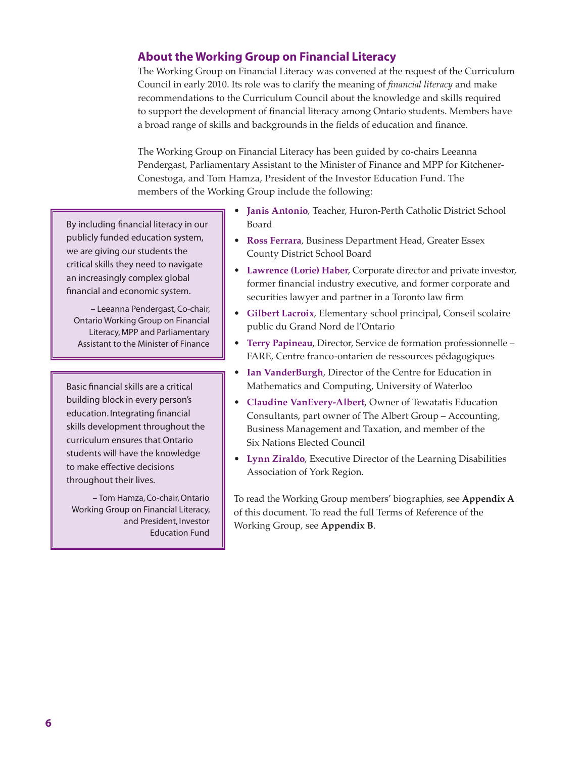## About the Working Group on Financial Literacy

The Working Group on Financial Literacy was convened at the request of the Curriculum Council in early 2010. Its role was to clarify the meaning of *financial literacy* and make recommendations to the Curriculum Council about the knowledge and skills required to support the development of financial literacy among Ontario students. Members have a broad range of skills and backgrounds in the fields of education and finance.

The Working Group on Financial Literacy has been guided by co-chairs Leeanna Pendergast, Parliamentary Assistant to the Minister of Finance and MPP for Kitchener-Conestoga, and Tom Hamza, President of the Investor Education Fund. The members of the Working Group include the following:

- **Janis Antonio**, Teacher, Huron-Perth Catholic District School Board
- **Ross Ferrara**, Business Department Head, Greater Essex County District School Board
- **Lawrence (Lorie) Haber**, Corporate director and private investor, former financial industry executive, and former corporate and securities lawyer and partner in a Toronto law firm
- **Gilbert Lacroix**, Elementary school principal, Conseil scolaire public du Grand Nord de l'Ontario
- **Terry Papineau**, Director, Service de formation professionnelle – FARE, Centre franco-ontarien de ressources pédagogiques
- **Ian VanderBurgh**, Director of the Centre for Education in Mathematics and Computing, University of Waterloo
- **Claudine VanEvery-Albert**, Owner of Tewatatis Education Consultants, part owner of The Albert Group – Accounting, Business Management and Taxation, and member of the Six Nations Elected Council
- **Lynn Ziraldo**, Executive Director of the Learning Disabilities Association of York Region.

To read the Working Group members' biographies, see **Appendix A** of this document. To read the full Terms of Reference of the Working Group, see **Appendix B**.

> By including financial literacy in our publicly funded education system, we are giving our students the critical skills they need to navigate an increasingly complex global financial and economic system.
>
> – Leeanna Pendergast, Co-chair, Ontario Working Group on Financial Literacy, MPP and Parliamentary Assistant to the Minister of Finance

> Basic financial skills are a critical building block in every person's education. Integrating financial skills development throughout the curriculum ensures that Ontario students will have the knowledge to make effective decisions throughout their lives.
>
> – Tom Hamza, Co-chair, Ontario Working Group on Financial Literacy, and President, Investor Education Fund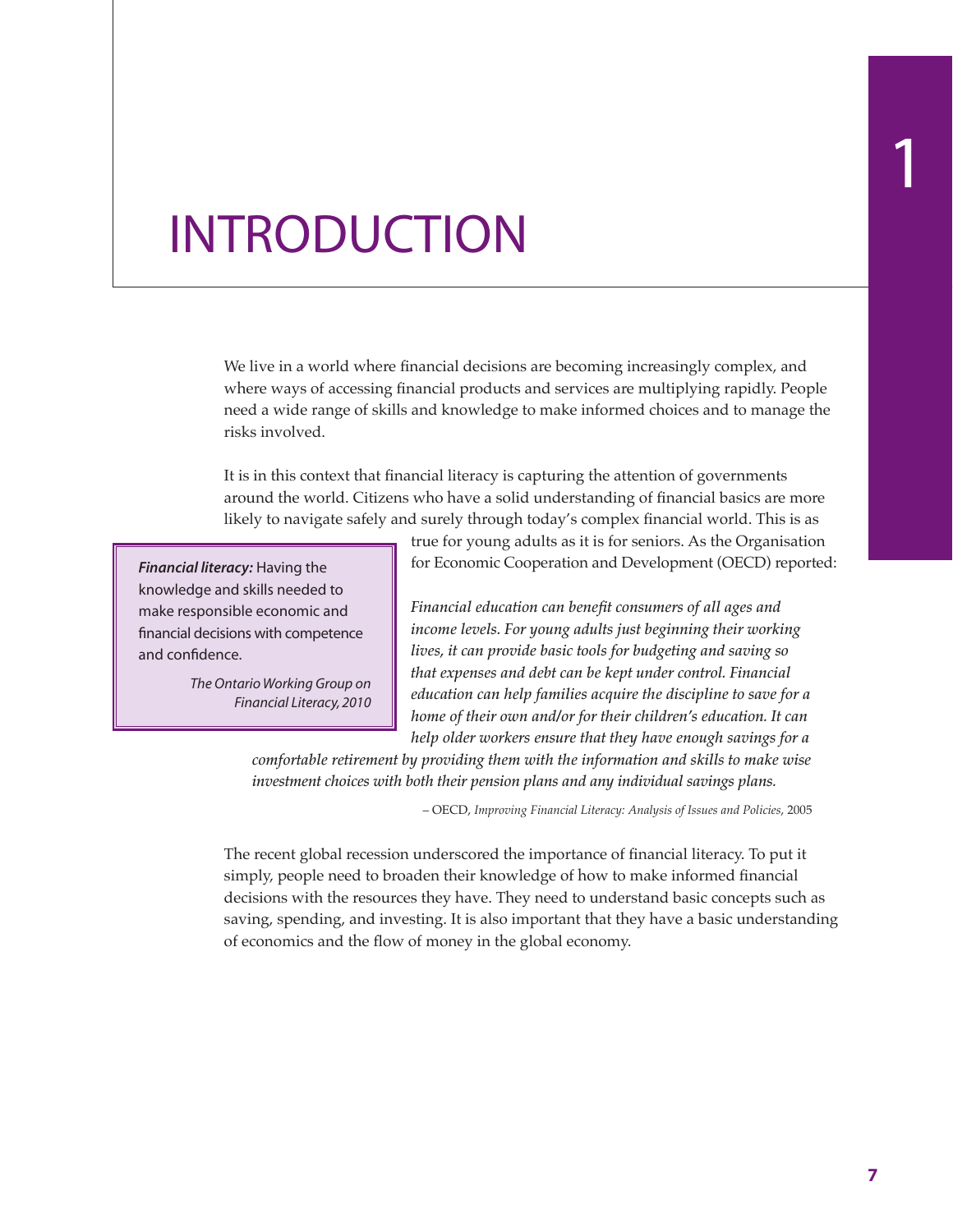# INTRODUCTION

We live in a world where financial decisions are becoming increasingly complex, and where ways of accessing financial products and services are multiplying rapidly. People need a wide range of skills and knowledge to make informed choices and to manage the risks involved.

It is in this context that financial literacy is capturing the attention of governments around the world. Citizens who have a solid understanding of financial basics are more likely to navigate safely and surely through today's complex financial world. This is as true for young adults as it is for seniors. As the Organisation for Economic Cooperation and Development (OECD) reported:

> *Financial education can benefit consumers of all ages and income levels. For young adults just beginning their working lives, it can provide basic tools for budgeting and saving so that expenses and debt can be kept under control. Financial education can help families acquire the discipline to save for a home of their own and/or for their children's education. It can help older workers ensure that they have enough savings for a comfortable retirement by providing them with the information and skills to make wise investment choices with both their pension plans and any individual savings plans.*
>
> – OECD, *Improving Financial Literacy: Analysis of Issues and Policies*, 2005

> ***Financial literacy:*** Having the knowledge and skills needed to make responsible economic and financial decisions with competence and confidence.
>
> *The Ontario Working Group on Financial Literacy, 2010*

The recent global recession underscored the importance of financial literacy. To put it simply, people need to broaden their knowledge of how to make informed financial decisions with the resources they have. They need to understand basic concepts such as saving, spending, and investing. It is also important that they have a basic understanding of economics and the flow of money in the global economy.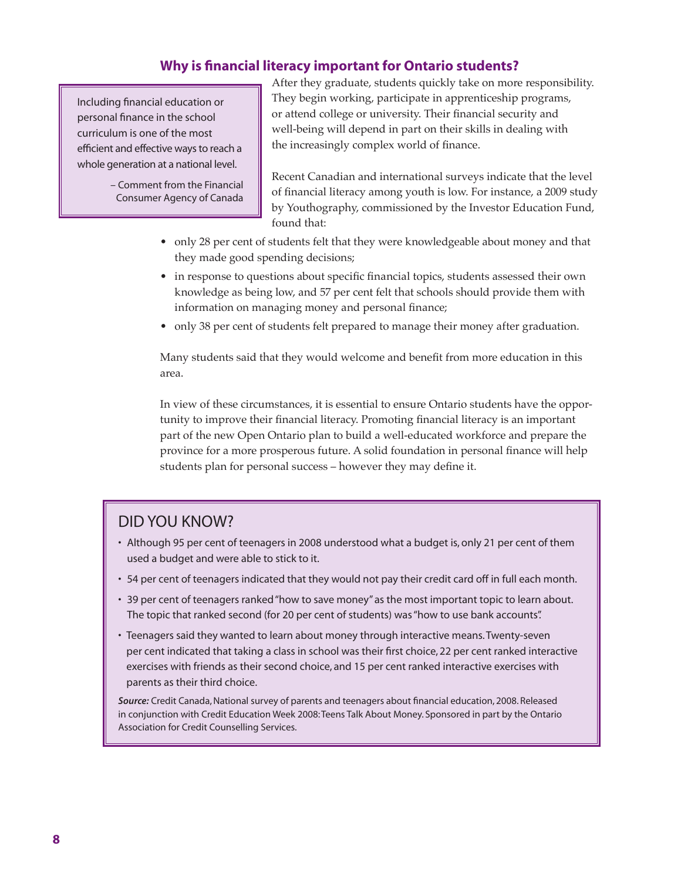## Why is financial literacy important for Ontario students?

> Including financial education or personal finance in the school curriculum is one of the most efficient and effective ways to reach a whole generation at a national level.
>
> – Comment from the Financial Consumer Agency of Canada

After they graduate, students quickly take on more responsibility. They begin working, participate in apprenticeship programs, or attend college or university. Their financial security and well-being will depend in part on their skills in dealing with the increasingly complex world of finance.

Recent Canadian and international surveys indicate that the level of financial literacy among youth is low. For instance, a 2009 study by Youthography, commissioned by the Investor Education Fund, found that:

- only 28 per cent of students felt that they were knowledgeable about money and that they made good spending decisions;
- in response to questions about specific financial topics, students assessed their own knowledge as being low, and 57 per cent felt that schools should provide them with information on managing money and personal finance;
- only 38 per cent of students felt prepared to manage their money after graduation.

Many students said that they would welcome and benefit from more education in this area.

In view of these circumstances, it is essential to ensure Ontario students have the opportunity to improve their financial literacy. Promoting financial literacy is an important part of the new Open Ontario plan to build a well-educated workforce and prepare the province for a more prosperous future. A solid foundation in personal finance will help students plan for personal success – however they may define it.

### DID YOU KNOW?

- Although 95 per cent of teenagers in 2008 understood what a budget is, only 21 per cent of them used a budget and were able to stick to it.
- 54 per cent of teenagers indicated that they would not pay their credit card off in full each month.
- 39 per cent of teenagers ranked "how to save money" as the most important topic to learn about. The topic that ranked second (for 20 per cent of students) was "how to use bank accounts".
- Teenagers said they wanted to learn about money through interactive means. Twenty-seven per cent indicated that taking a class in school was their first choice, 22 per cent ranked interactive exercises with friends as their second choice, and 15 per cent ranked interactive exercises with parents as their third choice.

***Source:*** Credit Canada, National survey of parents and teenagers about financial education, 2008. Released in conjunction with Credit Education Week 2008: Teens Talk About Money. Sponsored in part by the Ontario Association for Credit Counselling Services.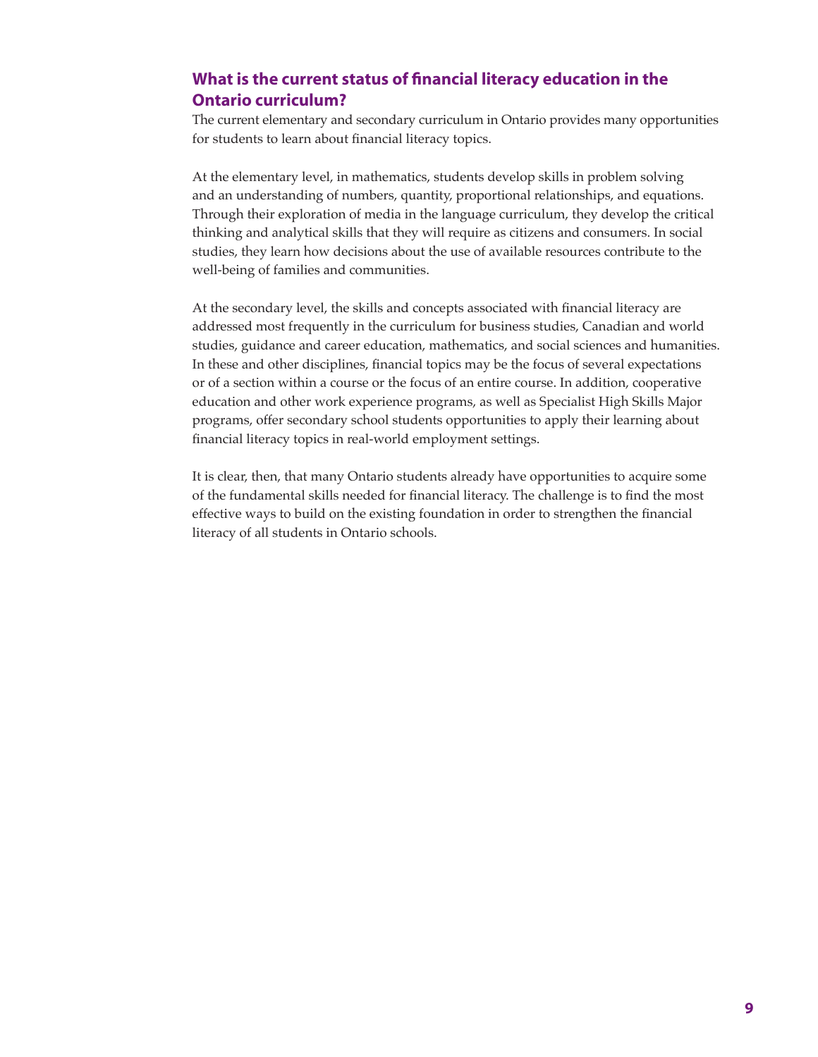## What is the current status of financial literacy education in the Ontario curriculum?

The current elementary and secondary curriculum in Ontario provides many opportunities for students to learn about financial literacy topics.

At the elementary level, in mathematics, students develop skills in problem solving and an understanding of numbers, quantity, proportional relationships, and equations. Through their exploration of media in the language curriculum, they develop the critical thinking and analytical skills that they will require as citizens and consumers. In social studies, they learn how decisions about the use of available resources contribute to the well-being of families and communities.

At the secondary level, the skills and concepts associated with financial literacy are addressed most frequently in the curriculum for business studies, Canadian and world studies, guidance and career education, mathematics, and social sciences and humanities. In these and other disciplines, financial topics may be the focus of several expectations or of a section within a course or the focus of an entire course. In addition, cooperative education and other work experience programs, as well as Specialist High Skills Major programs, offer secondary school students opportunities to apply their learning about financial literacy topics in real-world employment settings.

It is clear, then, that many Ontario students already have opportunities to acquire some of the fundamental skills needed for financial literacy. The challenge is to find the most effective ways to build on the existing foundation in order to strengthen the financial literacy of all students in Ontario schools.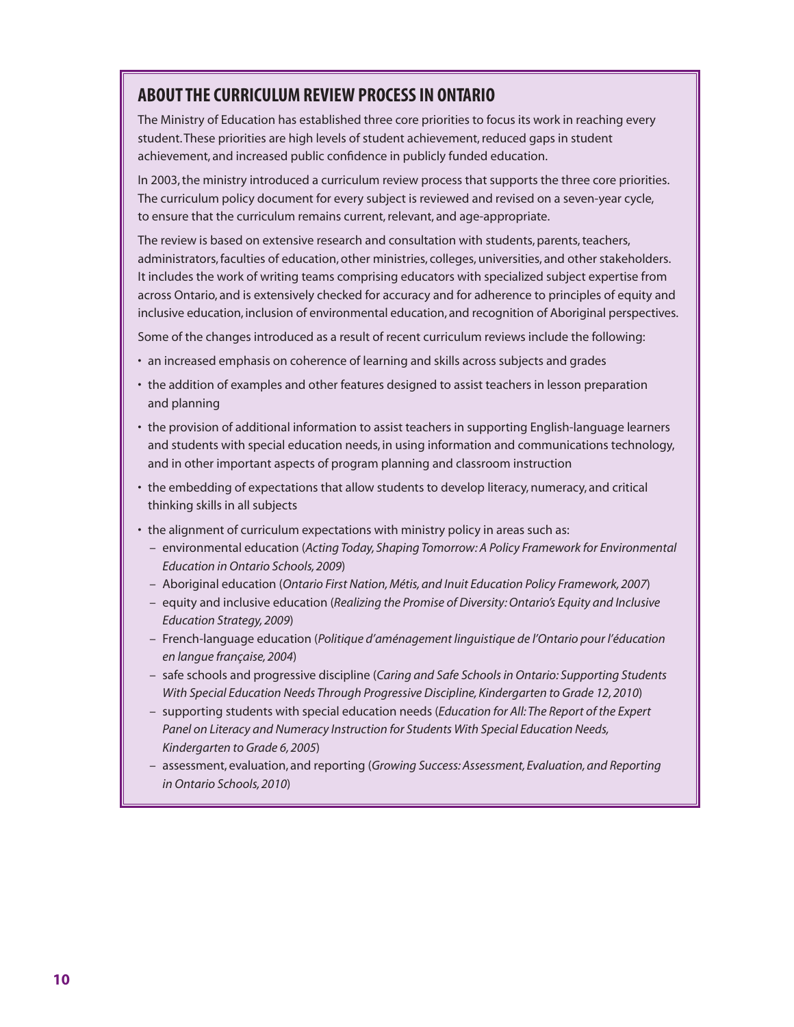## ABOUT THE CURRICULUM REVIEW PROCESS IN ONTARIO

The Ministry of Education has established three core priorities to focus its work in reaching every student. These priorities are high levels of student achievement, reduced gaps in student achievement, and increased public confidence in publicly funded education.

In 2003, the ministry introduced a curriculum review process that supports the three core priorities. The curriculum policy document for every subject is reviewed and revised on a seven-year cycle, to ensure that the curriculum remains current, relevant, and age-appropriate.

The review is based on extensive research and consultation with students, parents, teachers, administrators, faculties of education, other ministries, colleges, universities, and other stakeholders. It includes the work of writing teams comprising educators with specialized subject expertise from across Ontario, and is extensively checked for accuracy and for adherence to principles of equity and inclusive education, inclusion of environmental education, and recognition of Aboriginal perspectives.

Some of the changes introduced as a result of recent curriculum reviews include the following:

- an increased emphasis on coherence of learning and skills across subjects and grades
- the addition of examples and other features designed to assist teachers in lesson preparation and planning
- the provision of additional information to assist teachers in supporting English-language learners and students with special education needs, in using information and communications technology, and in other important aspects of program planning and classroom instruction
- the embedding of expectations that allow students to develop literacy, numeracy, and critical thinking skills in all subjects
- the alignment of curriculum expectations with ministry policy in areas such as:
  - environmental education (*Acting Today, Shaping Tomorrow: A Policy Framework for Environmental Education in Ontario Schools, 2009*)
  - Aboriginal education (*Ontario First Nation, Métis, and Inuit Education Policy Framework, 2007*)
  - equity and inclusive education (*Realizing the Promise of Diversity: Ontario's Equity and Inclusive Education Strategy, 2009*)
  - French-language education (*Politique d'aménagement linguistique de l'Ontario pour l'éducation en langue française, 2004*)
  - safe schools and progressive discipline (*Caring and Safe Schools in Ontario: Supporting Students With Special Education Needs Through Progressive Discipline, Kindergarten to Grade 12, 2010*)
  - supporting students with special education needs (*Education for All: The Report of the Expert Panel on Literacy and Numeracy Instruction for Students With Special Education Needs, Kindergarten to Grade 6, 2005*)
  - assessment, evaluation, and reporting (*Growing Success: Assessment, Evaluation, and Reporting in Ontario Schools, 2010*)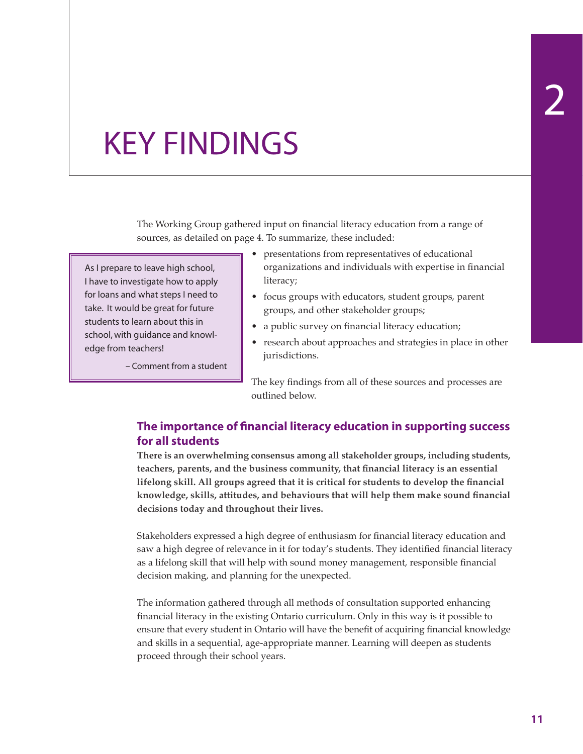# 2 KEY FINDINGS

The Working Group gathered input on financial literacy education from a range of sources, as detailed on page 4. To summarize, these included:

- presentations from representatives of educational organizations and individuals with expertise in financial literacy;
- focus groups with educators, student groups, parent groups, and other stakeholder groups;
- a public survey on financial literacy education;
- research about approaches and strategies in place in other jurisdictions.

> As I prepare to leave high school, I have to investigate how to apply for loans and what steps I need to take. It would be great for future students to learn about this in school, with guidance and knowledge from teachers!
>
> – Comment from a student

The key findings from all of these sources and processes are outlined below.

## The importance of financial literacy education in supporting success for all students

**There is an overwhelming consensus among all stakeholder groups, including students, teachers, parents, and the business community, that financial literacy is an essential lifelong skill. All groups agreed that it is critical for students to develop the financial knowledge, skills, attitudes, and behaviours that will help them make sound financial decisions today and throughout their lives.**

Stakeholders expressed a high degree of enthusiasm for financial literacy education and saw a high degree of relevance in it for today's students. They identified financial literacy as a lifelong skill that will help with sound money management, responsible financial decision making, and planning for the unexpected.

The information gathered through all methods of consultation supported enhancing financial literacy in the existing Ontario curriculum. Only in this way is it possible to ensure that every student in Ontario will have the benefit of acquiring financial knowledge and skills in a sequential, age-appropriate manner. Learning will deepen as students proceed through their school years.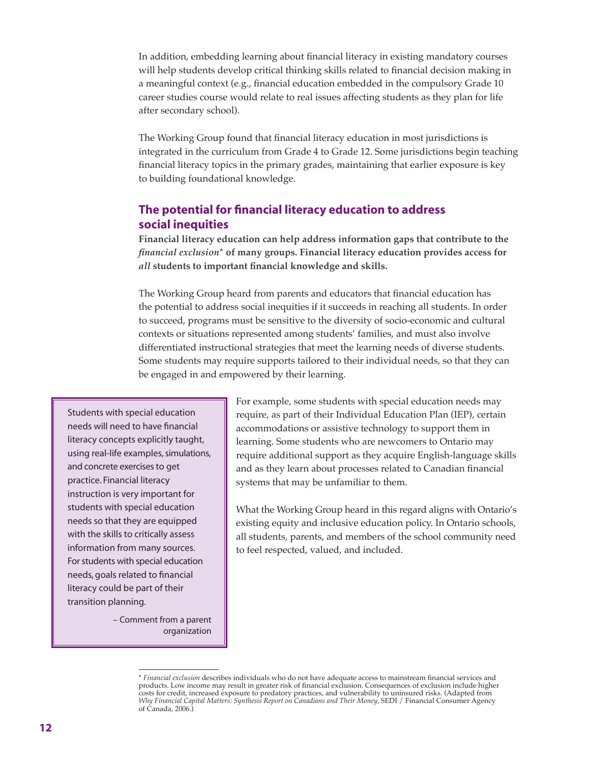In addition, embedding learning about financial literacy in existing mandatory courses will help students develop critical thinking skills related to financial decision making in a meaningful context (e.g., financial education embedded in the compulsory Grade 10 career studies course would relate to real issues affecting students as they plan for life after secondary school).

The Working Group found that financial literacy education in most jurisdictions is integrated in the curriculum from Grade 4 to Grade 12. Some jurisdictions begin teaching financial literacy topics in the primary grades, maintaining that earlier exposure is key to building foundational knowledge.

## The potential for financial literacy education to address social inequities

**Financial literacy education can help address information gaps that contribute to the *financial exclusion** of many groups. Financial literacy education provides access for *all* students to important financial knowledge and skills.**

The Working Group heard from parents and educators that financial education has the potential to address social inequities if it succeeds in reaching all students. In order to succeed, programs must be sensitive to the diversity of socio-economic and cultural contexts or situations represented among students' families, and must also involve differentiated instructional strategies that meet the learning needs of diverse students. Some students may require supports tailored to their individual needs, so that they can be engaged in and empowered by their learning.

For example, some students with special education needs may require, as part of their Individual Education Plan (IEP), certain accommodations or assistive technology to support them in learning. Some students who are newcomers to Ontario may require additional support as they acquire English-language skills and as they learn about processes related to Canadian financial systems that may be unfamiliar to them.

What the Working Group heard in this regard aligns with Ontario's existing equity and inclusive education policy. In Ontario schools, all students, parents, and members of the school community need to feel respected, valued, and included.

> Students with special education needs will need to have financial literacy concepts explicitly taught, using real-life examples, simulations, and concrete exercises to get practice. Financial literacy instruction is very important for students with special education needs so that they are equipped with the skills to critically assess information from many sources. For students with special education needs, goals related to financial literacy could be part of their transition planning.
>
> – Comment from a parent organization

\* *Financial exclusion* describes individuals who do not have adequate access to mainstream financial services and products. Low income may result in greater risk of financial exclusion. Consequences of exclusion include higher costs for credit, increased exposure to predatory practices, and vulnerability to uninsured risks. (Adapted from *Why Financial Capital Matters: Synthesis Report on Canadians and Their Money*, SEDI / Financial Consumer Agency of Canada, 2006.)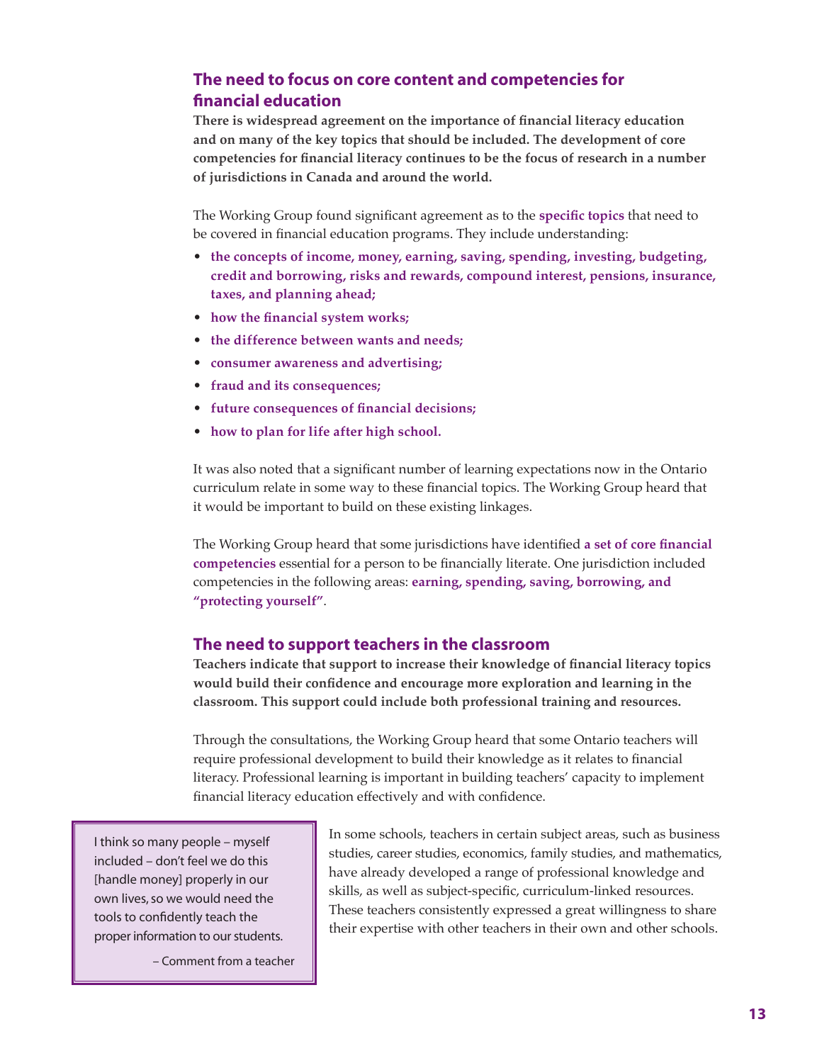## The need to focus on core content and competencies for financial education

**There is widespread agreement on the importance of financial literacy education and on many of the key topics that should be included. The development of core competencies for financial literacy continues to be the focus of research in a number of jurisdictions in Canada and around the world.**

The Working Group found significant agreement as to the **specific topics** that need to be covered in financial education programs. They include understanding:

- **the concepts of income, money, earning, saving, spending, investing, budgeting, credit and borrowing, risks and rewards, compound interest, pensions, insurance, taxes, and planning ahead;**
- **how the financial system works;**
- **the difference between wants and needs;**
- **consumer awareness and advertising;**
- **fraud and its consequences;**
- **future consequences of financial decisions;**
- **how to plan for life after high school.**

It was also noted that a significant number of learning expectations now in the Ontario curriculum relate in some way to these financial topics. The Working Group heard that it would be important to build on these existing linkages.

The Working Group heard that some jurisdictions have identified **a set of core financial competencies** essential for a person to be financially literate. One jurisdiction included competencies in the following areas: **earning, spending, saving, borrowing, and "protecting yourself"**.

## The need to support teachers in the classroom

**Teachers indicate that support to increase their knowledge of financial literacy topics would build their confidence and encourage more exploration and learning in the classroom. This support could include both professional training and resources.**

Through the consultations, the Working Group heard that some Ontario teachers will require professional development to build their knowledge as it relates to financial literacy. Professional learning is important in building teachers' capacity to implement financial literacy education effectively and with confidence.

> I think so many people – myself included – don't feel we do this [handle money] properly in our own lives, so we would need the tools to confidently teach the proper information to our students.
>
> – Comment from a teacher

In some schools, teachers in certain subject areas, such as business studies, career studies, economics, family studies, and mathematics, have already developed a range of professional knowledge and skills, as well as subject-specific, curriculum-linked resources. These teachers consistently expressed a great willingness to share their expertise with other teachers in their own and other schools.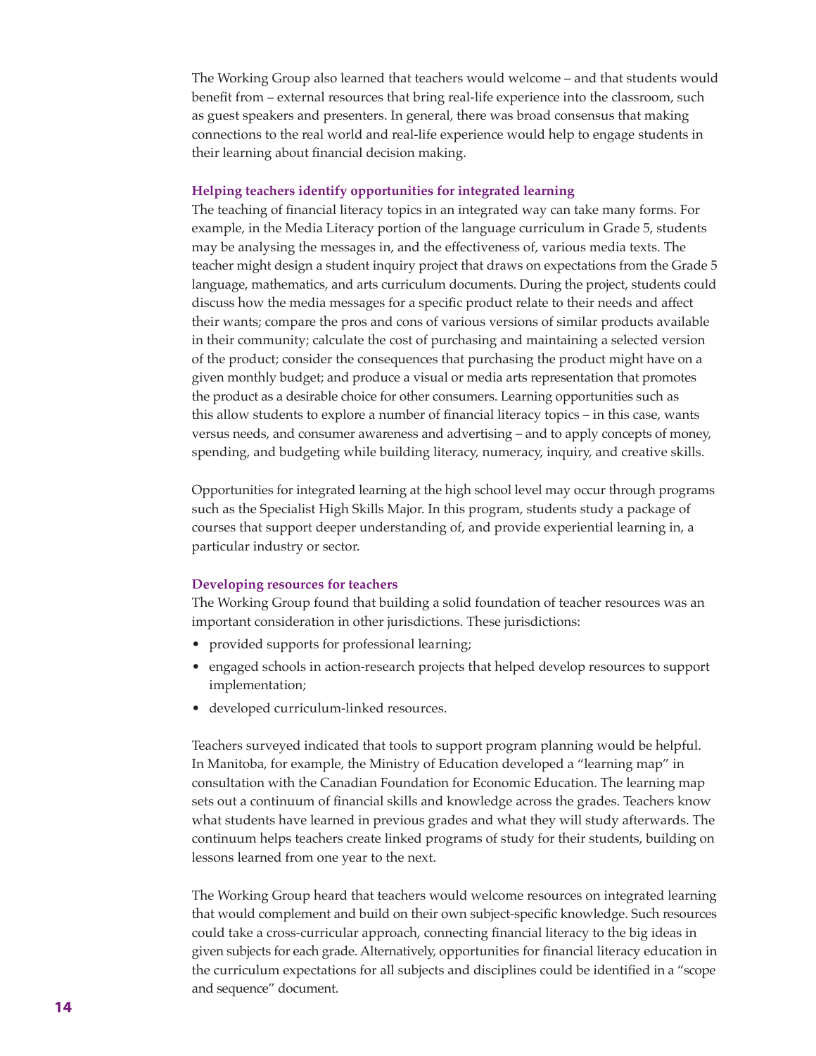The Working Group also learned that teachers would welcome – and that students would benefit from – external resources that bring real-life experience into the classroom, such as guest speakers and presenters. In general, there was broad consensus that making connections to the real world and real-life experience would help to engage students in their learning about financial decision making.

### Helping teachers identify opportunities for integrated learning

The teaching of financial literacy topics in an integrated way can take many forms. For example, in the Media Literacy portion of the language curriculum in Grade 5, students may be analysing the messages in, and the effectiveness of, various media texts. The teacher might design a student inquiry project that draws on expectations from the Grade 5 language, mathematics, and arts curriculum documents. During the project, students could discuss how the media messages for a specific product relate to their needs and affect their wants; compare the pros and cons of various versions of similar products available in their community; calculate the cost of purchasing and maintaining a selected version of the product; consider the consequences that purchasing the product might have on a given monthly budget; and produce a visual or media arts representation that promotes the product as a desirable choice for other consumers. Learning opportunities such as this allow students to explore a number of financial literacy topics – in this case, wants versus needs, and consumer awareness and advertising – and to apply concepts of money, spending, and budgeting while building literacy, numeracy, inquiry, and creative skills.

Opportunities for integrated learning at the high school level may occur through programs such as the Specialist High Skills Major. In this program, students study a package of courses that support deeper understanding of, and provide experiential learning in, a particular industry or sector.

### Developing resources for teachers

The Working Group found that building a solid foundation of teacher resources was an important consideration in other jurisdictions. These jurisdictions:

- provided supports for professional learning;
- engaged schools in action-research projects that helped develop resources to support implementation;
- developed curriculum-linked resources.

Teachers surveyed indicated that tools to support program planning would be helpful. In Manitoba, for example, the Ministry of Education developed a "learning map" in consultation with the Canadian Foundation for Economic Education. The learning map sets out a continuum of financial skills and knowledge across the grades. Teachers know what students have learned in previous grades and what they will study afterwards. The continuum helps teachers create linked programs of study for their students, building on lessons learned from one year to the next.

The Working Group heard that teachers would welcome resources on integrated learning that would complement and build on their own subject-specific knowledge. Such resources could take a cross-curricular approach, connecting financial literacy to the big ideas in given subjects for each grade. Alternatively, opportunities for financial literacy education in the curriculum expectations for all subjects and disciplines could be identified in a "scope and sequence" document.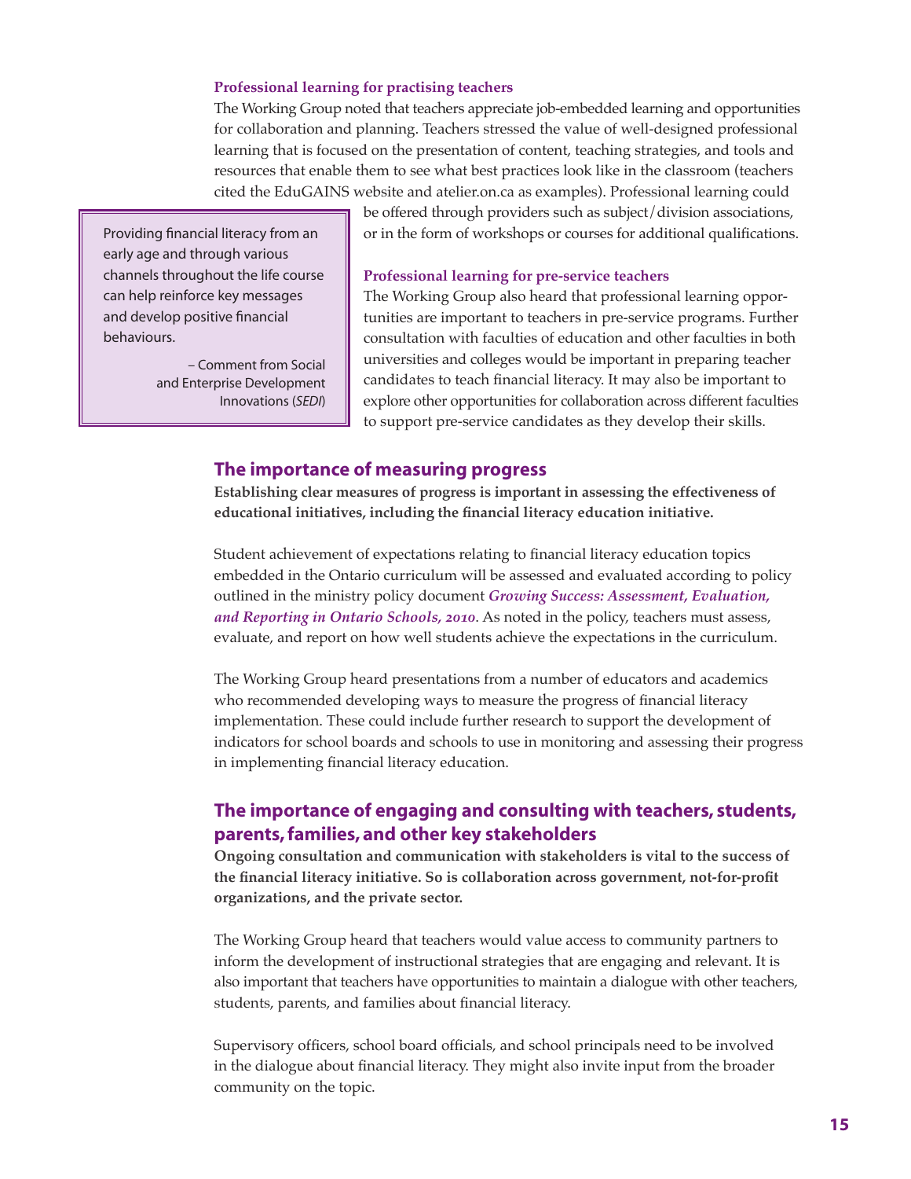### Professional learning for practising teachers

The Working Group noted that teachers appreciate job-embedded learning and opportunities for collaboration and planning. Teachers stressed the value of well-designed professional learning that is focused on the presentation of content, teaching strategies, and tools and resources that enable them to see what best practices look like in the classroom (teachers cited the EduGAINS website and atelier.on.ca as examples). Professional learning could be offered through providers such as subject/division associations, or in the form of workshops or courses for additional qualifications.

> Providing financial literacy from an early age and through various channels throughout the life course can help reinforce key messages and develop positive financial behaviours.
>
> – Comment from Social and Enterprise Development Innovations (*SEDI*)

### Professional learning for pre-service teachers

The Working Group also heard that professional learning opportunities are important to teachers in pre-service programs. Further consultation with faculties of education and other faculties in both universities and colleges would be important in preparing teacher candidates to teach financial literacy. It may also be important to explore other opportunities for collaboration across different faculties to support pre-service candidates as they develop their skills.

## The importance of measuring progress

**Establishing clear measures of progress is important in assessing the effectiveness of educational initiatives, including the financial literacy education initiative.**

Student achievement of expectations relating to financial literacy education topics embedded in the Ontario curriculum will be assessed and evaluated according to policy outlined in the ministry policy document ***Growing Success: Assessment, Evaluation, and Reporting in Ontario Schools, 2010***. As noted in the policy, teachers must assess, evaluate, and report on how well students achieve the expectations in the curriculum.

The Working Group heard presentations from a number of educators and academics who recommended developing ways to measure the progress of financial literacy implementation. These could include further research to support the development of indicators for school boards and schools to use in monitoring and assessing their progress in implementing financial literacy education.

## The importance of engaging and consulting with teachers, students, parents, families, and other key stakeholders

**Ongoing consultation and communication with stakeholders is vital to the success of the financial literacy initiative. So is collaboration across government, not-for-profit organizations, and the private sector.**

The Working Group heard that teachers would value access to community partners to inform the development of instructional strategies that are engaging and relevant. It is also important that teachers have opportunities to maintain a dialogue with other teachers, students, parents, and families about financial literacy.

Supervisory officers, school board officials, and school principals need to be involved in the dialogue about financial literacy. They might also invite input from the broader community on the topic.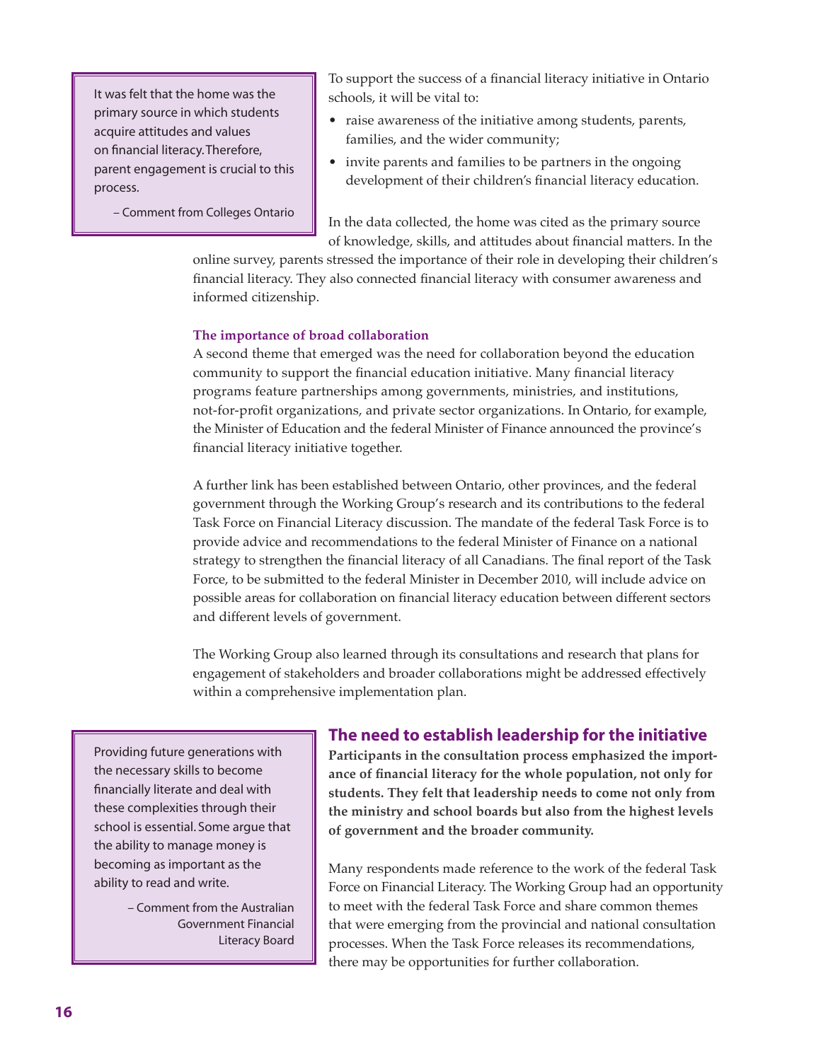> It was felt that the home was the primary source in which students acquire attitudes and values on financial literacy. Therefore, parent engagement is crucial to this process.
>
> – Comment from Colleges Ontario

To support the success of a financial literacy initiative in Ontario schools, it will be vital to:

- raise awareness of the initiative among students, parents, families, and the wider community;
- invite parents and families to be partners in the ongoing development of their children's financial literacy education.

In the data collected, the home was cited as the primary source of knowledge, skills, and attitudes about financial matters. In the online survey, parents stressed the importance of their role in developing their children's financial literacy. They also connected financial literacy with consumer awareness and informed citizenship.

#### The importance of broad collaboration

A second theme that emerged was the need for collaboration beyond the education community to support the financial education initiative. Many financial literacy programs feature partnerships among governments, ministries, and institutions, not-for-profit organizations, and private sector organizations. In Ontario, for example, the Minister of Education and the federal Minister of Finance announced the province's financial literacy initiative together.

A further link has been established between Ontario, other provinces, and the federal government through the Working Group's research and its contributions to the federal Task Force on Financial Literacy discussion. The mandate of the federal Task Force is to provide advice and recommendations to the federal Minister of Finance on a national strategy to strengthen the financial literacy of all Canadians. The final report of the Task Force, to be submitted to the federal Minister in December 2010, will include advice on possible areas for collaboration on financial literacy education between different sectors and different levels of government.

The Working Group also learned through its consultations and research that plans for engagement of stakeholders and broader collaborations might be addressed effectively within a comprehensive implementation plan.

> Providing future generations with the necessary skills to become financially literate and deal with these complexities through their school is essential. Some argue that the ability to manage money is becoming as important as the ability to read and write.
>
> – Comment from the Australian Government Financial Literacy Board

### The need to establish leadership for the initiative

**Participants in the consultation process emphasized the importance of financial literacy for the whole population, not only for students. They felt that leadership needs to come not only from the ministry and school boards but also from the highest levels of government and the broader community.**

Many respondents made reference to the work of the federal Task Force on Financial Literacy. The Working Group had an opportunity to meet with the federal Task Force and share common themes that were emerging from the provincial and national consultation processes. When the Task Force releases its recommendations, there may be opportunities for further collaboration.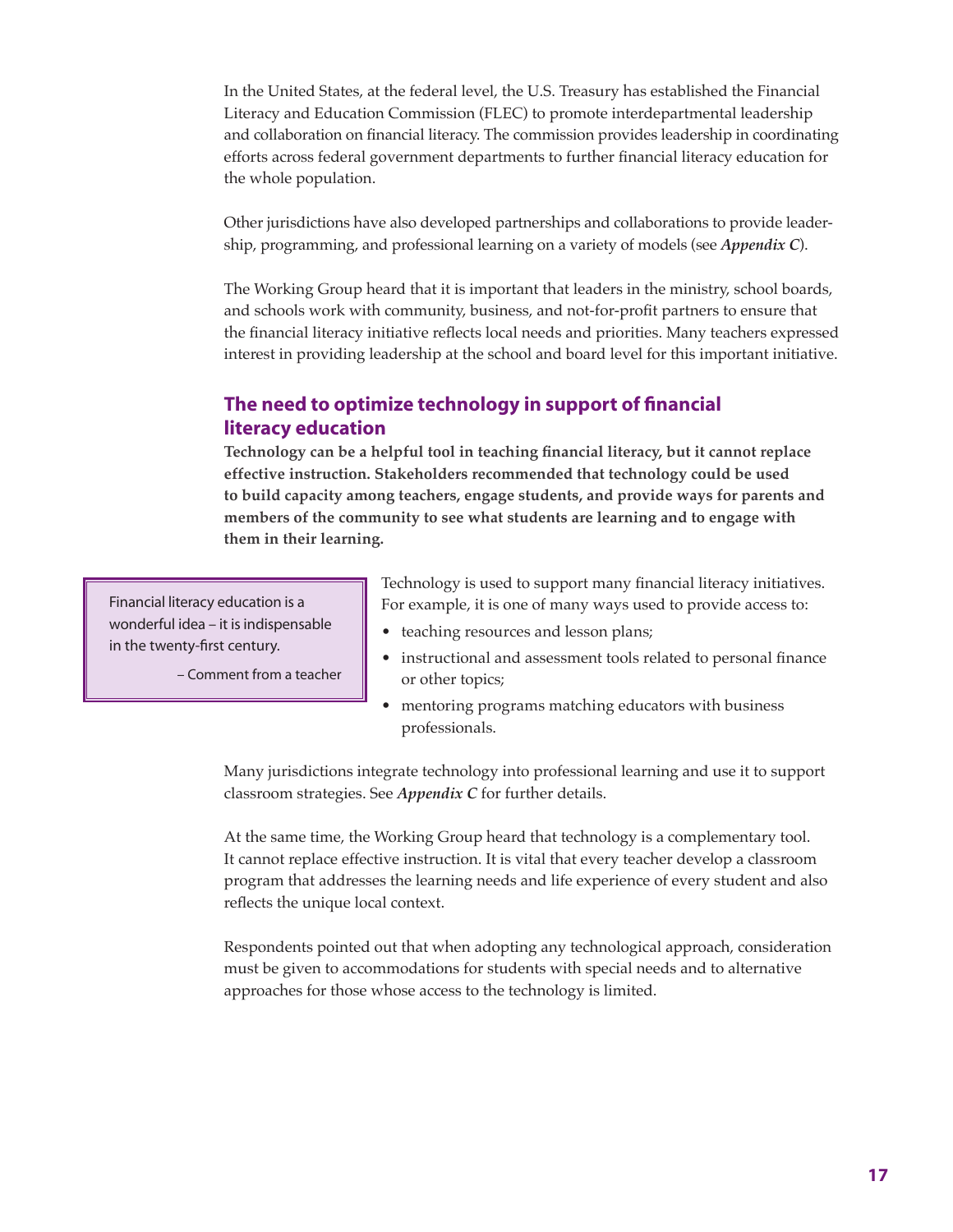In the United States, at the federal level, the U.S. Treasury has established the Financial Literacy and Education Commission (FLEC) to promote interdepartmental leadership and collaboration on financial literacy. The commission provides leadership in coordinating efforts across federal government departments to further financial literacy education for the whole population.

Other jurisdictions have also developed partnerships and collaborations to provide leadership, programming, and professional learning on a variety of models (see ***Appendix C***).

The Working Group heard that it is important that leaders in the ministry, school boards, and schools work with community, business, and not-for-profit partners to ensure that the financial literacy initiative reflects local needs and priorities. Many teachers expressed interest in providing leadership at the school and board level for this important initiative.

## The need to optimize technology in support of financial literacy education

**Technology can be a helpful tool in teaching financial literacy, but it cannot replace effective instruction. Stakeholders recommended that technology could be used to build capacity among teachers, engage students, and provide ways for parents and members of the community to see what students are learning and to engage with them in their learning.**

> Financial literacy education is a wonderful idea – it is indispensable in the twenty-first century.
>
> – Comment from a teacher

Technology is used to support many financial literacy initiatives. For example, it is one of many ways used to provide access to:

- teaching resources and lesson plans;
- instructional and assessment tools related to personal finance or other topics;
- mentoring programs matching educators with business professionals.

Many jurisdictions integrate technology into professional learning and use it to support classroom strategies. See ***Appendix C*** for further details.

At the same time, the Working Group heard that technology is a complementary tool. It cannot replace effective instruction. It is vital that every teacher develop a classroom program that addresses the learning needs and life experience of every student and also reflects the unique local context.

Respondents pointed out that when adopting any technological approach, consideration must be given to accommodations for students with special needs and to alternative approaches for those whose access to the technology is limited.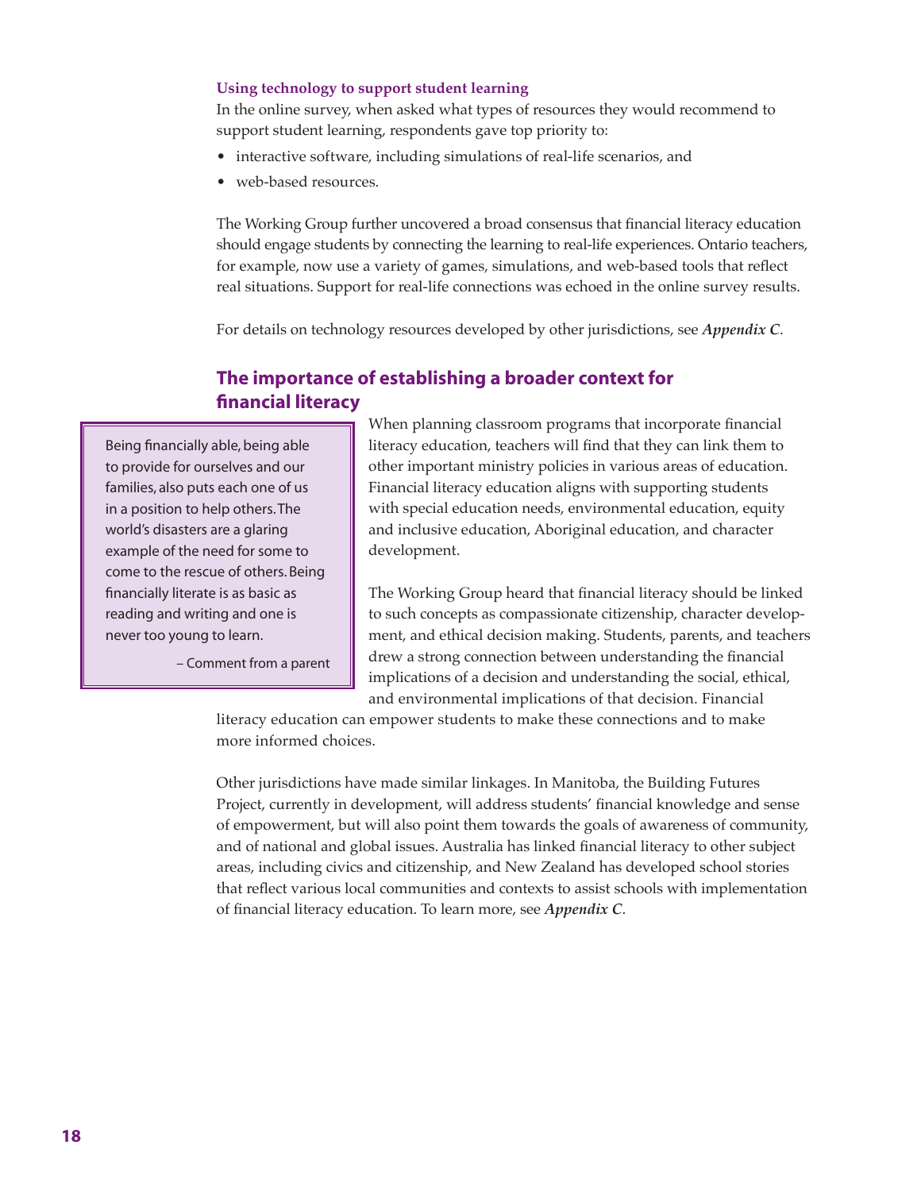**Using technology to support student learning**

In the online survey, when asked what types of resources they would recommend to support student learning, respondents gave top priority to:

- interactive software, including simulations of real-life scenarios, and
- web-based resources.

The Working Group further uncovered a broad consensus that financial literacy education should engage students by connecting the learning to real-life experiences. Ontario teachers, for example, now use a variety of games, simulations, and web-based tools that reflect real situations. Support for real-life connections was echoed in the online survey results.

For details on technology resources developed by other jurisdictions, see ***Appendix C***.

## The importance of establishing a broader context for financial literacy

> Being financially able, being able to provide for ourselves and our families, also puts each one of us in a position to help others. The world's disasters are a glaring example of the need for some to come to the rescue of others. Being financially literate is as basic as reading and writing and one is never too young to learn.
>
> – Comment from a parent

When planning classroom programs that incorporate financial literacy education, teachers will find that they can link them to other important ministry policies in various areas of education. Financial literacy education aligns with supporting students with special education needs, environmental education, equity and inclusive education, Aboriginal education, and character development.

The Working Group heard that financial literacy should be linked to such concepts as compassionate citizenship, character development, and ethical decision making. Students, parents, and teachers drew a strong connection between understanding the financial implications of a decision and understanding the social, ethical, and environmental implications of that decision. Financial literacy education can empower students to make these connections and to make more informed choices.

Other jurisdictions have made similar linkages. In Manitoba, the Building Futures Project, currently in development, will address students' financial knowledge and sense of empowerment, but will also point them towards the goals of awareness of community, and of national and global issues. Australia has linked financial literacy to other subject areas, including civics and citizenship, and New Zealand has developed school stories that reflect various local communities and contexts to assist schools with implementation of financial literacy education. To learn more, see ***Appendix C***.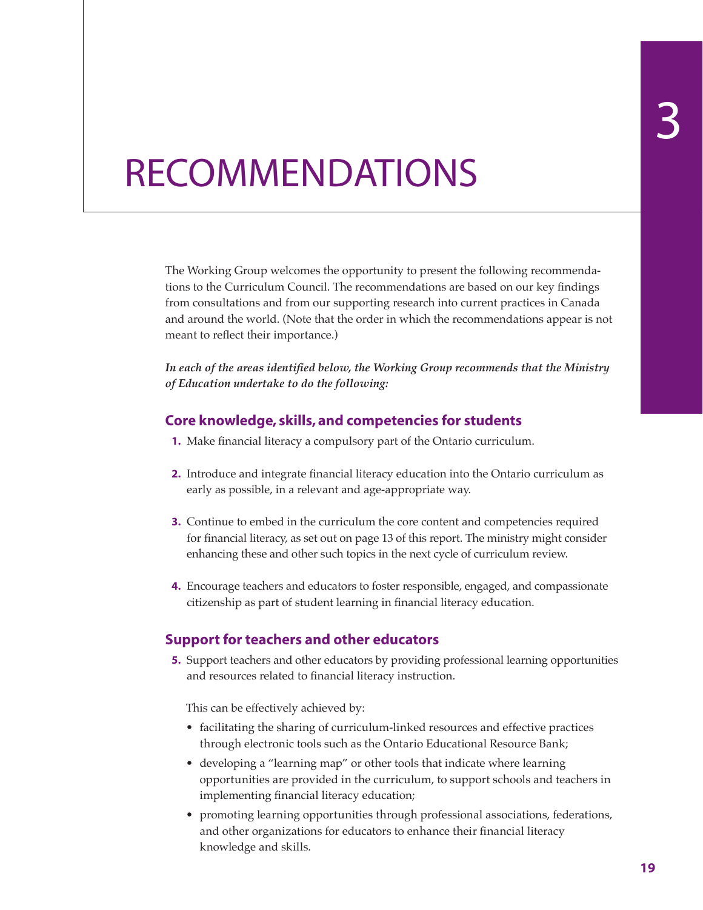# 3 RECOMMENDATIONS

The Working Group welcomes the opportunity to present the following recommendations to the Curriculum Council. The recommendations are based on our key findings from consultations and from our supporting research into current practices in Canada and around the world. (Note that the order in which the recommendations appear is not meant to reflect their importance.)

***In each of the areas identified below, the Working Group recommends that the Ministry of Education undertake to do the following:***

## Core knowledge, skills, and competencies for students

1. Make financial literacy a compulsory part of the Ontario curriculum.

2. Introduce and integrate financial literacy education into the Ontario curriculum as early as possible, in a relevant and age-appropriate way.

3. Continue to embed in the curriculum the core content and competencies required for financial literacy, as set out on page 13 of this report. The ministry might consider enhancing these and other such topics in the next cycle of curriculum review.

4. Encourage teachers and educators to foster responsible, engaged, and compassionate citizenship as part of student learning in financial literacy education.

## Support for teachers and other educators

5. Support teachers and other educators by providing professional learning opportunities and resources related to financial literacy instruction.

   This can be effectively achieved by:

   - facilitating the sharing of curriculum-linked resources and effective practices through electronic tools such as the Ontario Educational Resource Bank;
   - developing a "learning map" or other tools that indicate where learning opportunities are provided in the curriculum, to support schools and teachers in implementing financial literacy education;
   - promoting learning opportunities through professional associations, federations, and other organizations for educators to enhance their financial literacy knowledge and skills.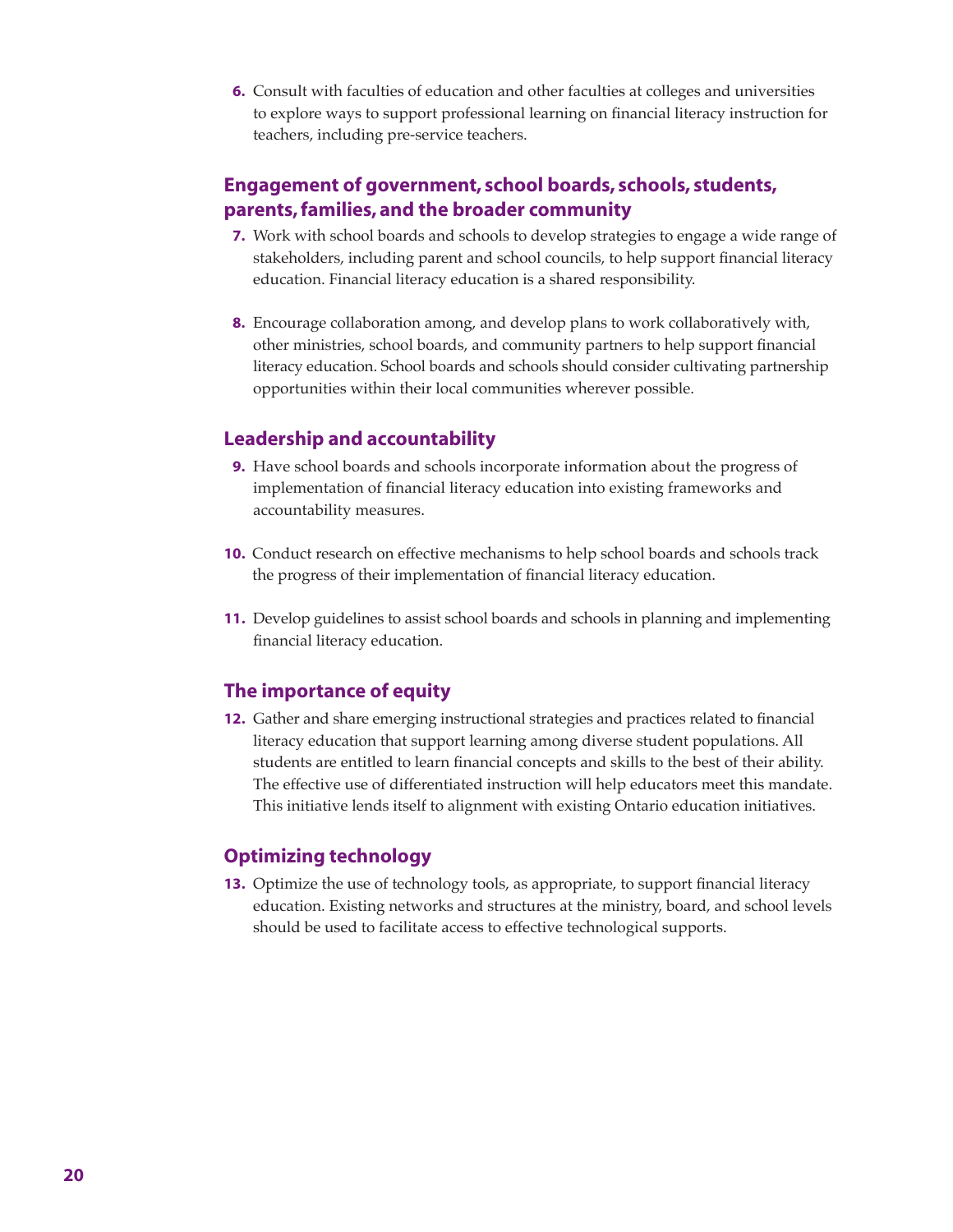6. Consult with faculties of education and other faculties at colleges and universities to explore ways to support professional learning on financial literacy instruction for teachers, including pre-service teachers.

## Engagement of government, school boards, schools, students, parents, families, and the broader community

7. Work with school boards and schools to develop strategies to engage a wide range of stakeholders, including parent and school councils, to help support financial literacy education. Financial literacy education is a shared responsibility.

8. Encourage collaboration among, and develop plans to work collaboratively with, other ministries, school boards, and community partners to help support financial literacy education. School boards and schools should consider cultivating partnership opportunities within their local communities wherever possible.

## Leadership and accountability

9. Have school boards and schools incorporate information about the progress of implementation of financial literacy education into existing frameworks and accountability measures.

10. Conduct research on effective mechanisms to help school boards and schools track the progress of their implementation of financial literacy education.

11. Develop guidelines to assist school boards and schools in planning and implementing financial literacy education.

## The importance of equity

12. Gather and share emerging instructional strategies and practices related to financial literacy education that support learning among diverse student populations. All students are entitled to learn financial concepts and skills to the best of their ability. The effective use of differentiated instruction will help educators meet this mandate. This initiative lends itself to alignment with existing Ontario education initiatives.

## Optimizing technology

13. Optimize the use of technology tools, as appropriate, to support financial literacy education. Existing networks and structures at the ministry, board, and school levels should be used to facilitate access to effective technological supports.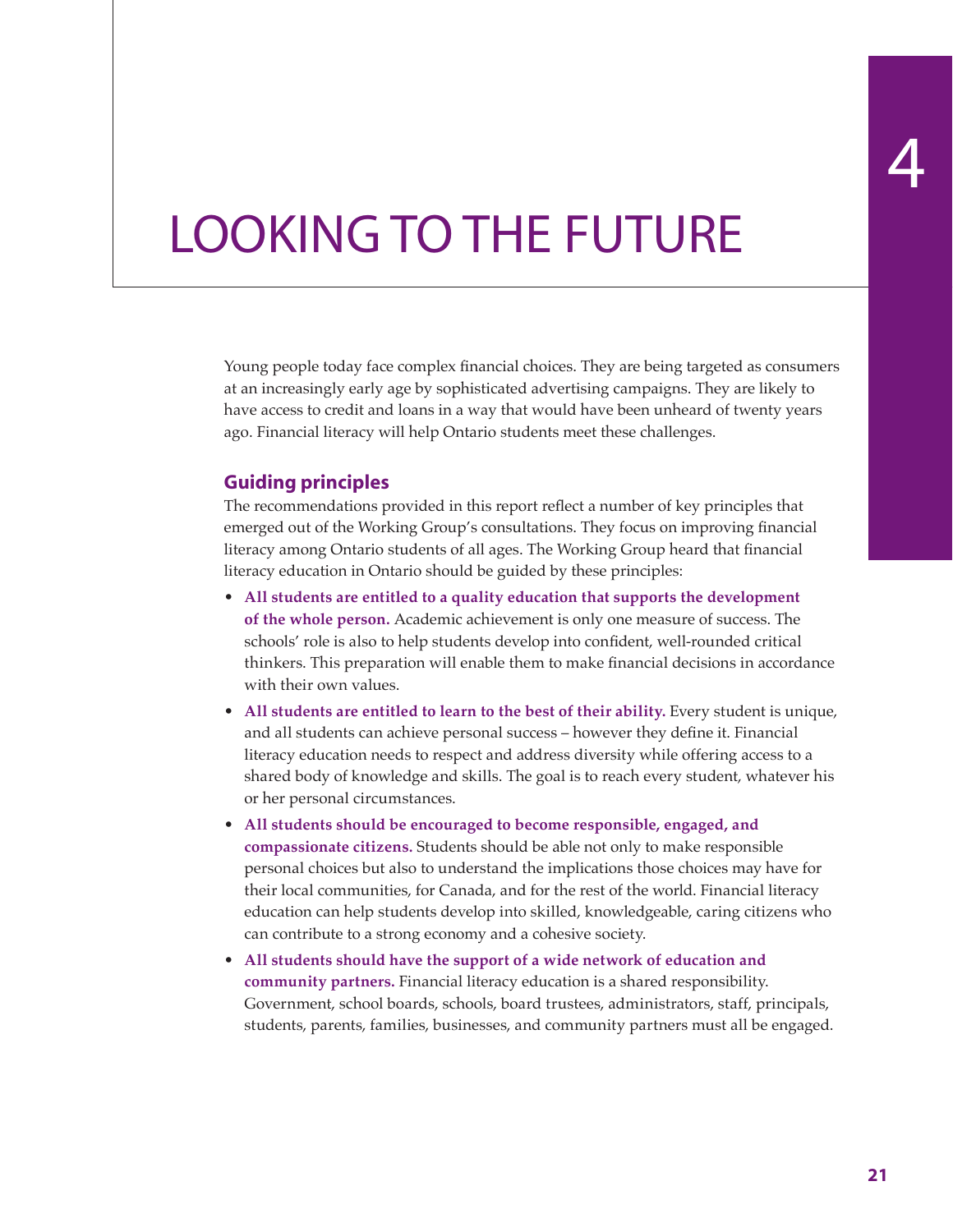# 4

# LOOKING TO THE FUTURE

Young people today face complex financial choices. They are being targeted as consumers at an increasingly early age by sophisticated advertising campaigns. They are likely to have access to credit and loans in a way that would have been unheard of twenty years ago. Financial literacy will help Ontario students meet these challenges.

## Guiding principles

The recommendations provided in this report reflect a number of key principles that emerged out of the Working Group's consultations. They focus on improving financial literacy among Ontario students of all ages. The Working Group heard that financial literacy education in Ontario should be guided by these principles:

- **All students are entitled to a quality education that supports the development of the whole person.** Academic achievement is only one measure of success. The schools' role is also to help students develop into confident, well-rounded critical thinkers. This preparation will enable them to make financial decisions in accordance with their own values.
- **All students are entitled to learn to the best of their ability.** Every student is unique, and all students can achieve personal success – however they define it. Financial literacy education needs to respect and address diversity while offering access to a shared body of knowledge and skills. The goal is to reach every student, whatever his or her personal circumstances.
- **All students should be encouraged to become responsible, engaged, and compassionate citizens.** Students should be able not only to make responsible personal choices but also to understand the implications those choices may have for their local communities, for Canada, and for the rest of the world. Financial literacy education can help students develop into skilled, knowledgeable, caring citizens who can contribute to a strong economy and a cohesive society.
- **All students should have the support of a wide network of education and community partners.** Financial literacy education is a shared responsibility. Government, school boards, schools, board trustees, administrators, staff, principals, students, parents, families, businesses, and community partners must all be engaged.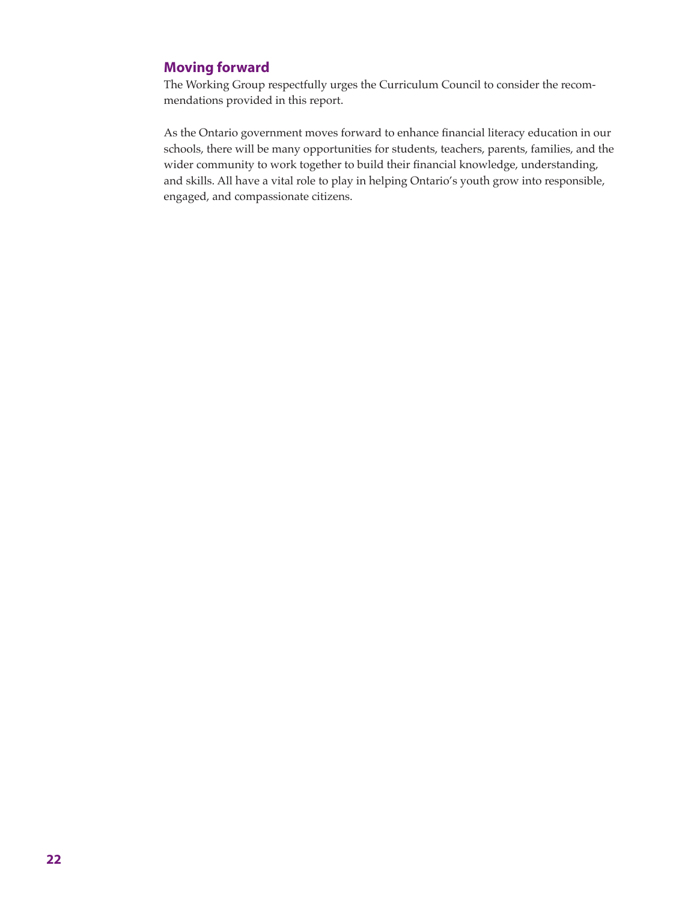## Moving forward

The Working Group respectfully urges the Curriculum Council to consider the recommendations provided in this report.

As the Ontario government moves forward to enhance financial literacy education in our schools, there will be many opportunities for students, teachers, parents, families, and the wider community to work together to build their financial knowledge, understanding, and skills. All have a vital role to play in helping Ontario's youth grow into responsible, engaged, and compassionate citizens.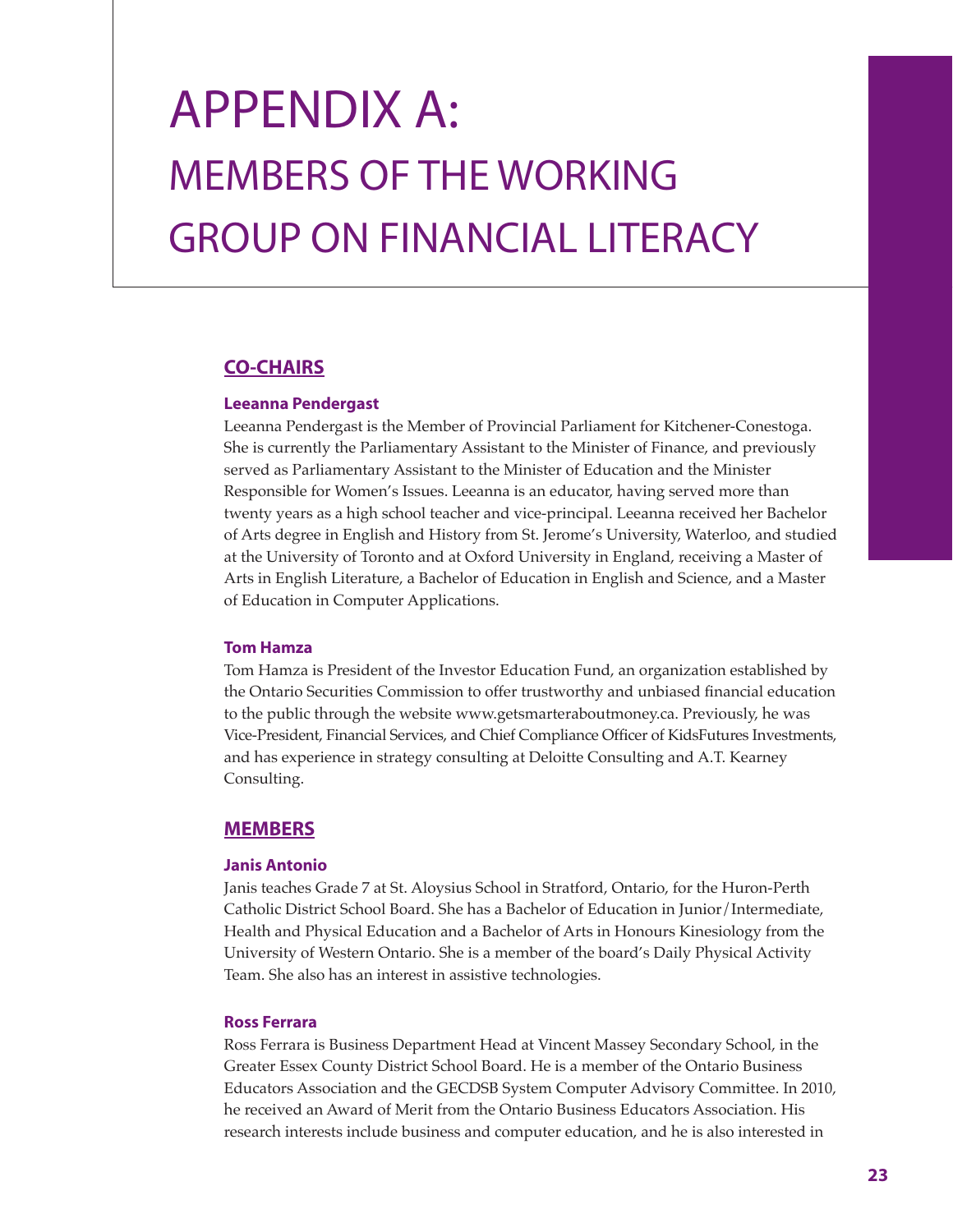# APPENDIX A: MEMBERS OF THE WORKING GROUP ON FINANCIAL LITERACY

## CO-CHAIRS

### Leeanna Pendergast

Leeanna Pendergast is the Member of Provincial Parliament for Kitchener-Conestoga. She is currently the Parliamentary Assistant to the Minister of Finance, and previously served as Parliamentary Assistant to the Minister of Education and the Minister Responsible for Women's Issues. Leeanna is an educator, having served more than twenty years as a high school teacher and vice-principal. Leeanna received her Bachelor of Arts degree in English and History from St. Jerome's University, Waterloo, and studied at the University of Toronto and at Oxford University in England, receiving a Master of Arts in English Literature, a Bachelor of Education in English and Science, and a Master of Education in Computer Applications.

### Tom Hamza

Tom Hamza is President of the Investor Education Fund, an organization established by the Ontario Securities Commission to offer trustworthy and unbiased financial education to the public through the website www.getsmarteraboutmoney.ca. Previously, he was Vice-President, Financial Services, and Chief Compliance Officer of KidsFutures Investments, and has experience in strategy consulting at Deloitte Consulting and A.T. Kearney Consulting.

## MEMBERS

### Janis Antonio

Janis teaches Grade 7 at St. Aloysius School in Stratford, Ontario, for the Huron-Perth Catholic District School Board. She has a Bachelor of Education in Junior/Intermediate, Health and Physical Education and a Bachelor of Arts in Honours Kinesiology from the University of Western Ontario. She is a member of the board's Daily Physical Activity Team. She also has an interest in assistive technologies.

### Ross Ferrara

Ross Ferrara is Business Department Head at Vincent Massey Secondary School, in the Greater Essex County District School Board. He is a member of the Ontario Business Educators Association and the GECDSB System Computer Advisory Committee. In 2010, he received an Award of Merit from the Ontario Business Educators Association. His research interests include business and computer education, and he is also interested in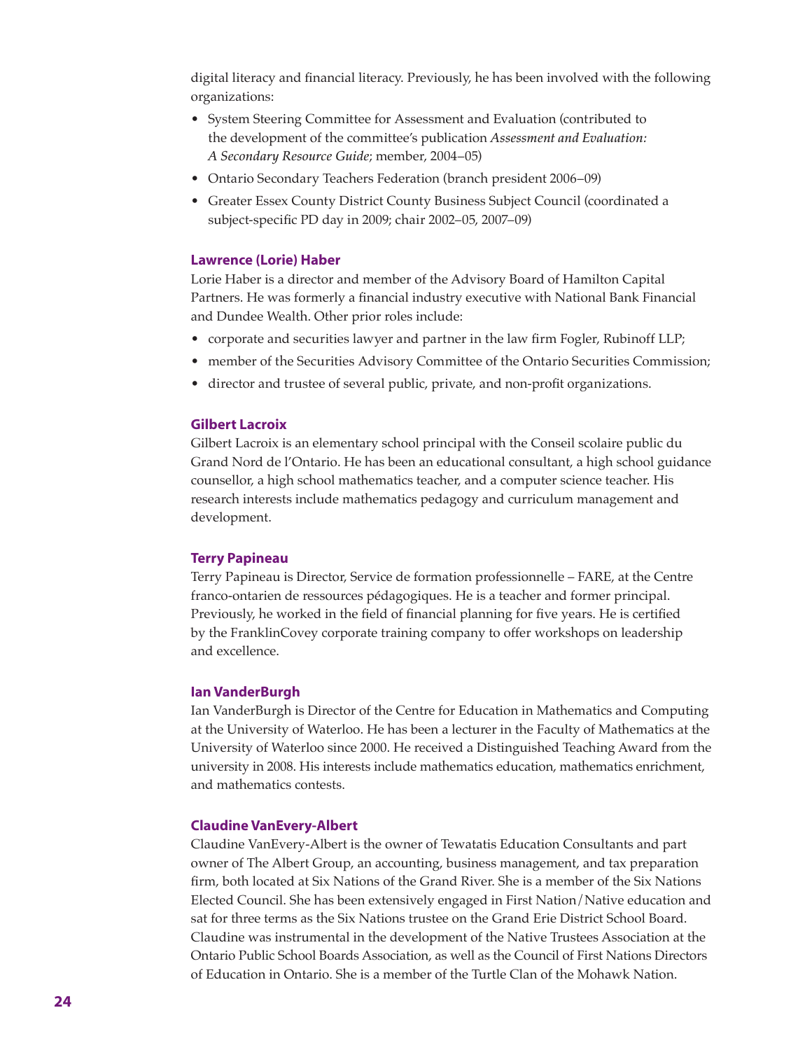digital literacy and financial literacy. Previously, he has been involved with the following organizations:

- System Steering Committee for Assessment and Evaluation (contributed to the development of the committee's publication *Assessment and Evaluation: A Secondary Resource Guide*; member, 2004–05)
- Ontario Secondary Teachers Federation (branch president 2006–09)
- Greater Essex County District County Business Subject Council (coordinated a subject-specific PD day in 2009; chair 2002–05, 2007–09)

### Lawrence (Lorie) Haber

Lorie Haber is a director and member of the Advisory Board of Hamilton Capital Partners. He was formerly a financial industry executive with National Bank Financial and Dundee Wealth. Other prior roles include:

- corporate and securities lawyer and partner in the law firm Fogler, Rubinoff LLP;
- member of the Securities Advisory Committee of the Ontario Securities Commission;
- director and trustee of several public, private, and non-profit organizations.

### Gilbert Lacroix

Gilbert Lacroix is an elementary school principal with the Conseil scolaire public du Grand Nord de l'Ontario. He has been an educational consultant, a high school guidance counsellor, a high school mathematics teacher, and a computer science teacher. His research interests include mathematics pedagogy and curriculum management and development.

### Terry Papineau

Terry Papineau is Director, Service de formation professionnelle – FARE, at the Centre franco-ontarien de ressources pédagogiques. He is a teacher and former principal. Previously, he worked in the field of financial planning for five years. He is certified by the FranklinCovey corporate training company to offer workshops on leadership and excellence.

### Ian VanderBurgh

Ian VanderBurgh is Director of the Centre for Education in Mathematics and Computing at the University of Waterloo. He has been a lecturer in the Faculty of Mathematics at the University of Waterloo since 2000. He received a Distinguished Teaching Award from the university in 2008. His interests include mathematics education, mathematics enrichment, and mathematics contests.

### Claudine VanEvery-Albert

Claudine VanEvery-Albert is the owner of Tewatatis Education Consultants and part owner of The Albert Group, an accounting, business management, and tax preparation firm, both located at Six Nations of the Grand River. She is a member of the Six Nations Elected Council. She has been extensively engaged in First Nation/Native education and sat for three terms as the Six Nations trustee on the Grand Erie District School Board. Claudine was instrumental in the development of the Native Trustees Association at the Ontario Public School Boards Association, as well as the Council of First Nations Directors of Education in Ontario. She is a member of the Turtle Clan of the Mohawk Nation.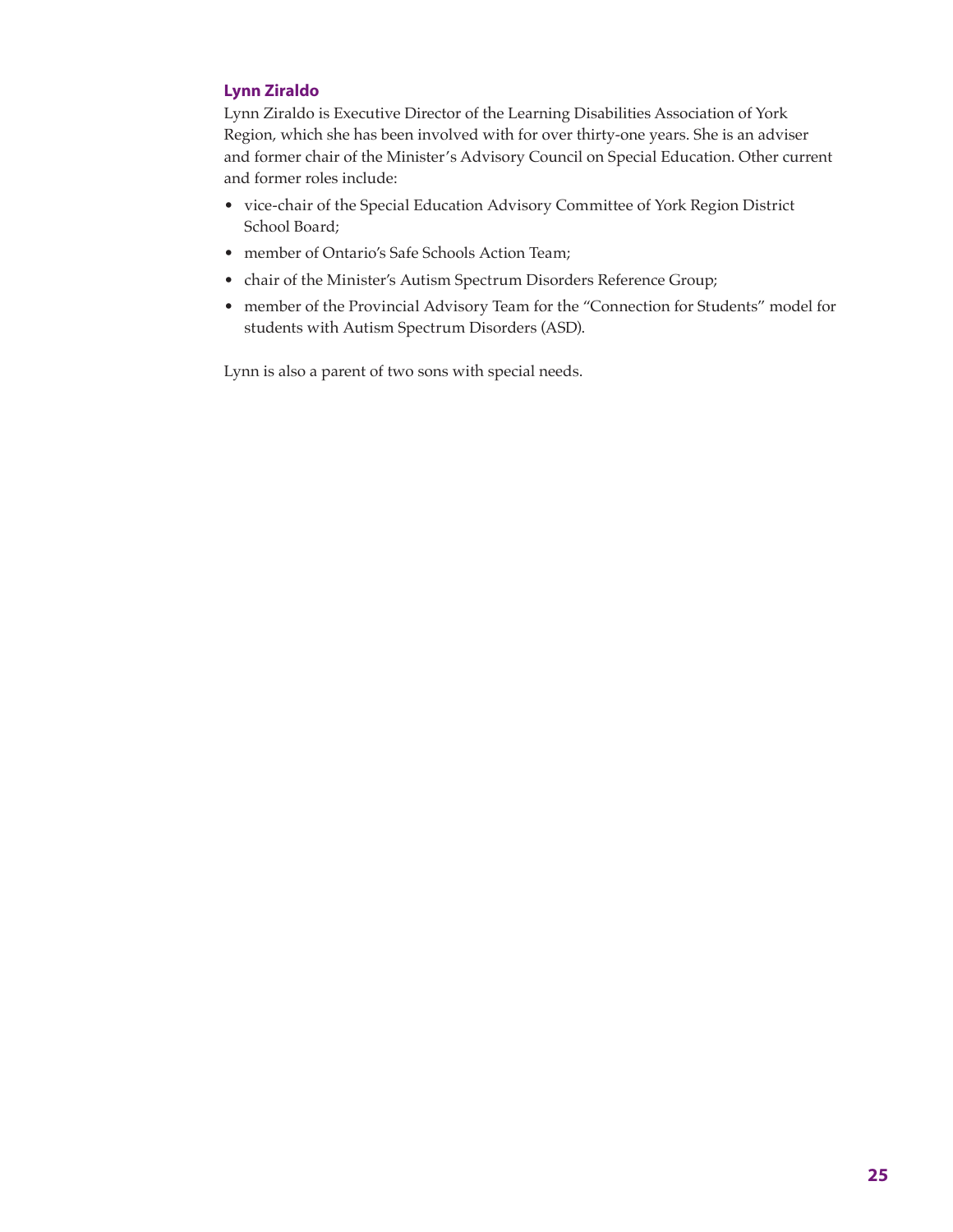### Lynn Ziraldo

Lynn Ziraldo is Executive Director of the Learning Disabilities Association of York Region, which she has been involved with for over thirty-one years. She is an adviser and former chair of the Minister's Advisory Council on Special Education. Other current and former roles include:

- vice-chair of the Special Education Advisory Committee of York Region District School Board;
- member of Ontario's Safe Schools Action Team;
- chair of the Minister's Autism Spectrum Disorders Reference Group;
- member of the Provincial Advisory Team for the "Connection for Students" model for students with Autism Spectrum Disorders (ASD).

Lynn is also a parent of two sons with special needs.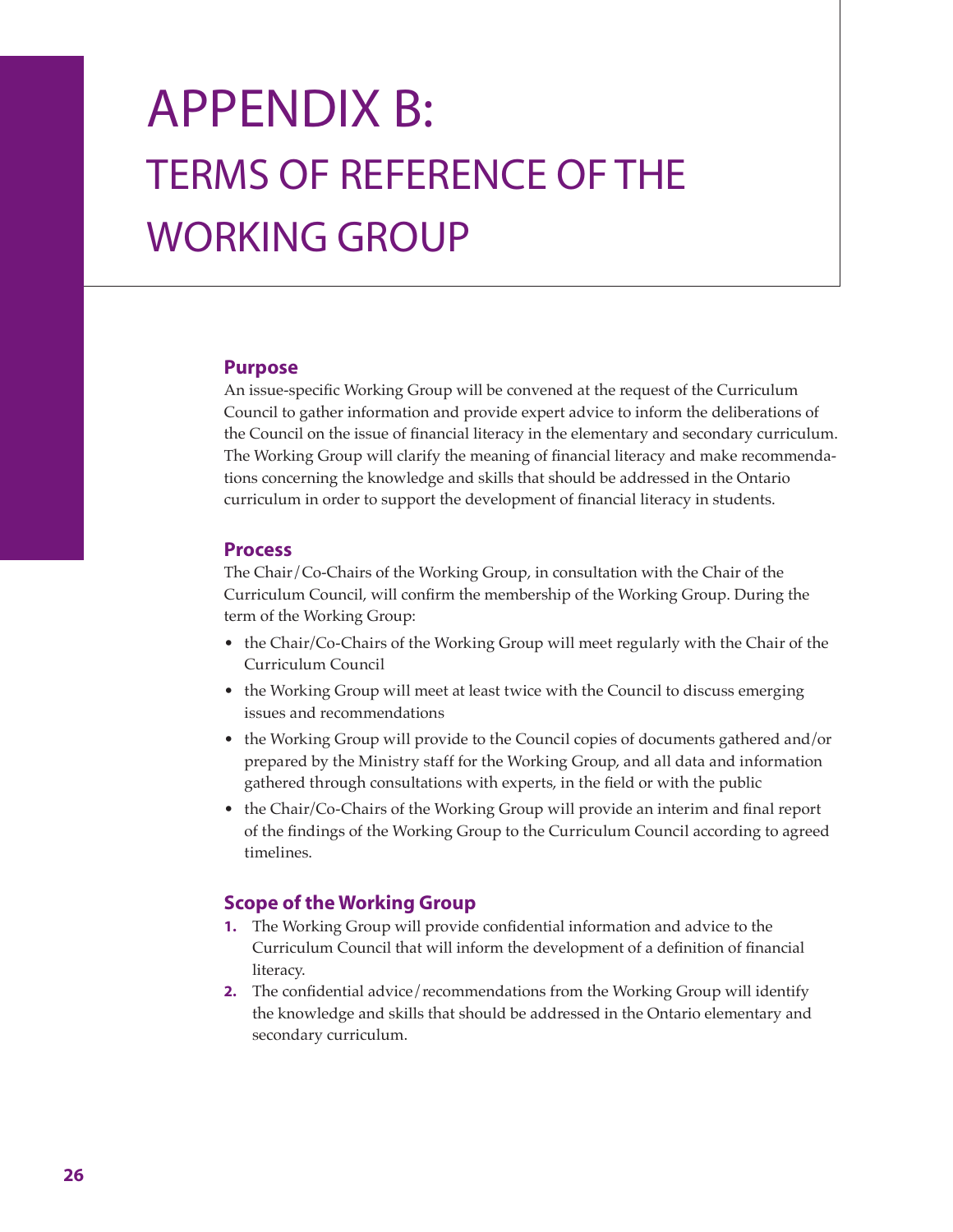# APPENDIX B: TERMS OF REFERENCE OF THE WORKING GROUP

### Purpose

An issue-specific Working Group will be convened at the request of the Curriculum Council to gather information and provide expert advice to inform the deliberations of the Council on the issue of financial literacy in the elementary and secondary curriculum. The Working Group will clarify the meaning of financial literacy and make recommendations concerning the knowledge and skills that should be addressed in the Ontario curriculum in order to support the development of financial literacy in students.

### Process

The Chair/Co-Chairs of the Working Group, in consultation with the Chair of the Curriculum Council, will confirm the membership of the Working Group. During the term of the Working Group:

- the Chair/Co-Chairs of the Working Group will meet regularly with the Chair of the Curriculum Council
- the Working Group will meet at least twice with the Council to discuss emerging issues and recommendations
- the Working Group will provide to the Council copies of documents gathered and/or prepared by the Ministry staff for the Working Group, and all data and information gathered through consultations with experts, in the field or with the public
- the Chair/Co-Chairs of the Working Group will provide an interim and final report of the findings of the Working Group to the Curriculum Council according to agreed timelines.

### Scope of the Working Group

1. The Working Group will provide confidential information and advice to the Curriculum Council that will inform the development of a definition of financial literacy.
2. The confidential advice/recommendations from the Working Group will identify the knowledge and skills that should be addressed in the Ontario elementary and secondary curriculum.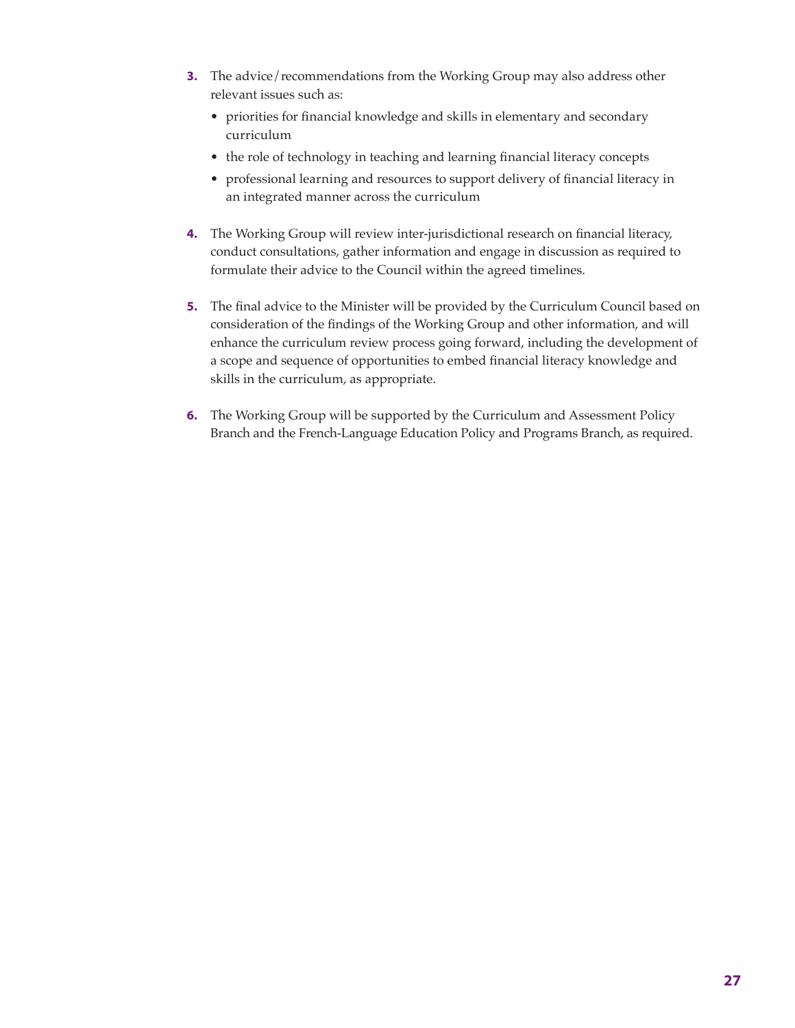3. The advice/recommendations from the Working Group may also address other relevant issues such as:
   - priorities for financial knowledge and skills in elementary and secondary curriculum
   - the role of technology in teaching and learning financial literacy concepts
   - professional learning and resources to support delivery of financial literacy in an integrated manner across the curriculum

4. The Working Group will review inter-jurisdictional research on financial literacy, conduct consultations, gather information and engage in discussion as required to formulate their advice to the Council within the agreed timelines.

5. The final advice to the Minister will be provided by the Curriculum Council based on consideration of the findings of the Working Group and other information, and will enhance the curriculum review process going forward, including the development of a scope and sequence of opportunities to embed financial literacy knowledge and skills in the curriculum, as appropriate.

6. The Working Group will be supported by the Curriculum and Assessment Policy Branch and the French-Language Education Policy and Programs Branch, as required.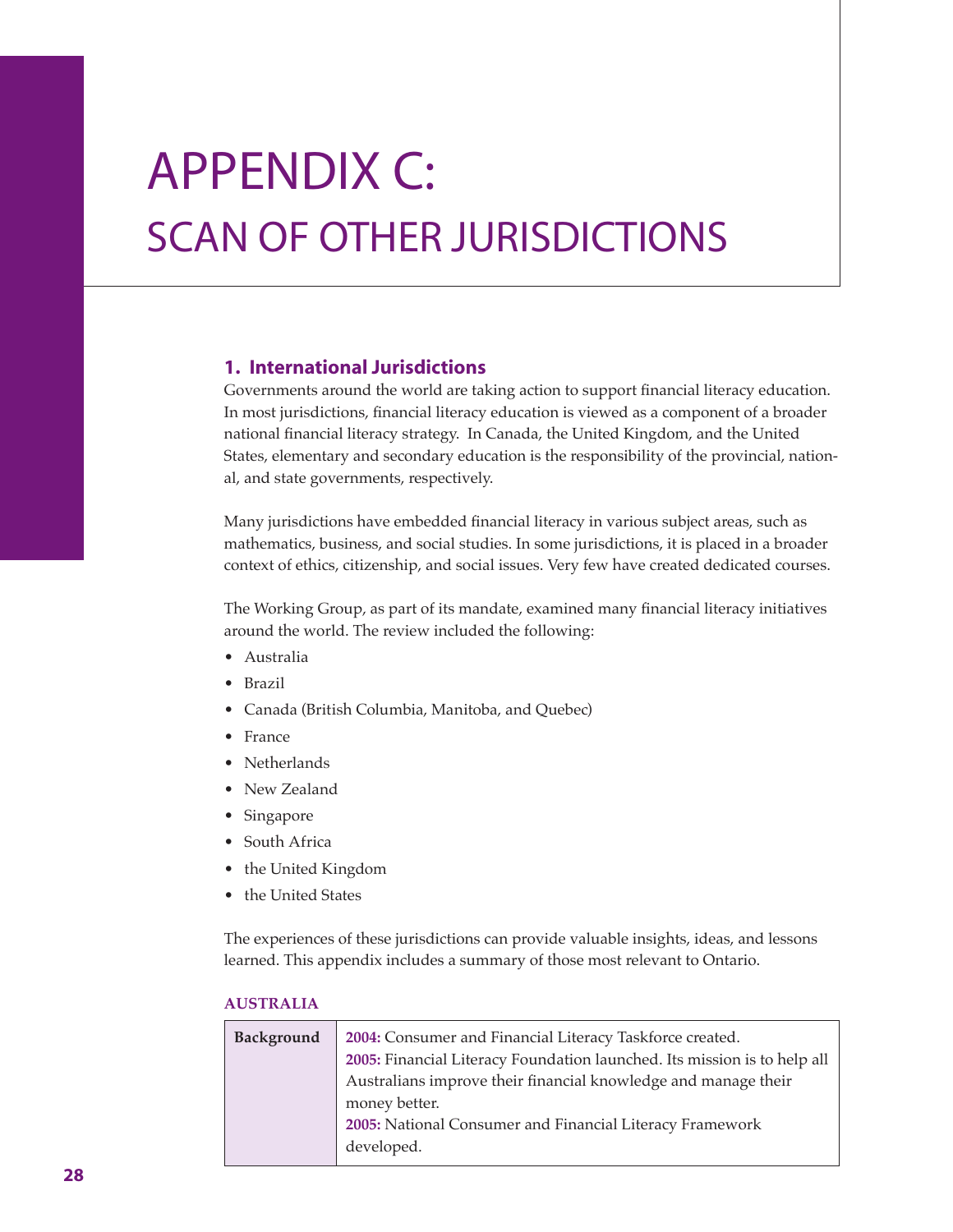# APPENDIX C:
# SCAN OF OTHER JURISDICTIONS

## 1. International Jurisdictions

Governments around the world are taking action to support financial literacy education. In most jurisdictions, financial literacy education is viewed as a component of a broader national financial literacy strategy. In Canada, the United Kingdom, and the United States, elementary and secondary education is the responsibility of the provincial, national, and state governments, respectively.

Many jurisdictions have embedded financial literacy in various subject areas, such as mathematics, business, and social studies. In some jurisdictions, it is placed in a broader context of ethics, citizenship, and social issues. Very few have created dedicated courses.

The Working Group, as part of its mandate, examined many financial literacy initiatives around the world. The review included the following:

- Australia
- Brazil
- Canada (British Columbia, Manitoba, and Quebec)
- France
- Netherlands
- New Zealand
- Singapore
- South Africa
- the United Kingdom
- the United States

The experiences of these jurisdictions can provide valuable insights, ideas, and lessons learned. This appendix includes a summary of those most relevant to Ontario.

### AUSTRALIA

| Background | **2004:** Consumer and Financial Literacy Taskforce created.<br>**2005:** Financial Literacy Foundation launched. Its mission is to help all Australians improve their financial knowledge and manage their money better.<br>**2005:** National Consumer and Financial Literacy Framework developed. |
|---|---|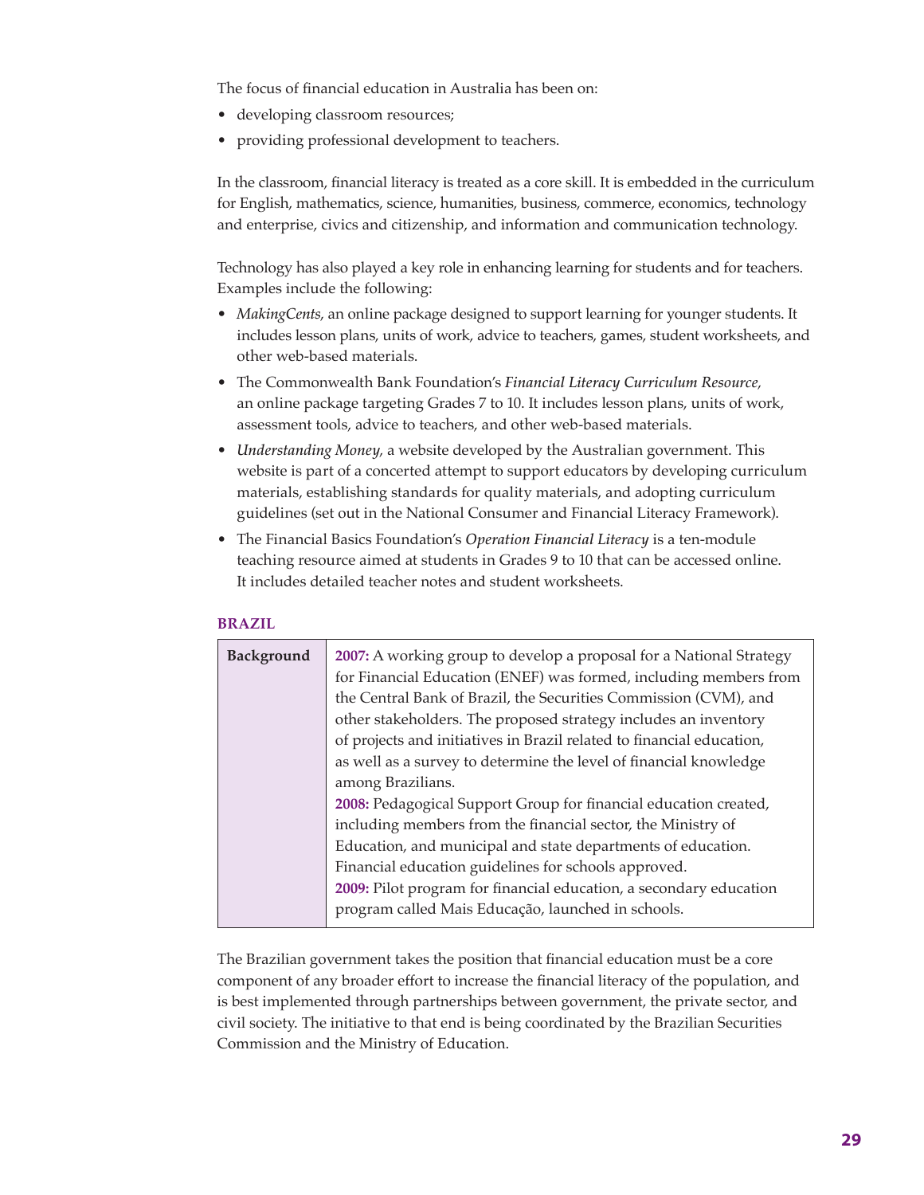The focus of financial education in Australia has been on:

- developing classroom resources;
- providing professional development to teachers.

In the classroom, financial literacy is treated as a core skill. It is embedded in the curriculum for English, mathematics, science, humanities, business, commerce, economics, technology and enterprise, civics and citizenship, and information and communication technology.

Technology has also played a key role in enhancing learning for students and for teachers. Examples include the following:

- *MakingCents*, an online package designed to support learning for younger students. It includes lesson plans, units of work, advice to teachers, games, student worksheets, and other web-based materials.
- The Commonwealth Bank Foundation's *Financial Literacy Curriculum Resource*, an online package targeting Grades 7 to 10. It includes lesson plans, units of work, assessment tools, advice to teachers, and other web-based materials.
- *Understanding Money*, a website developed by the Australian government. This website is part of a concerted attempt to support educators by developing curriculum materials, establishing standards for quality materials, and adopting curriculum guidelines (set out in the National Consumer and Financial Literacy Framework).
- The Financial Basics Foundation's *Operation Financial Literacy* is a ten-module teaching resource aimed at students in Grades 9 to 10 that can be accessed online. It includes detailed teacher notes and student worksheets.

### BRAZIL

| | |
|---|---|
| **Background** | **2007:** A working group to develop a proposal for a National Strategy for Financial Education (ENEF) was formed, including members from the Central Bank of Brazil, the Securities Commission (CVM), and other stakeholders. The proposed strategy includes an inventory of projects and initiatives in Brazil related to financial education, as well as a survey to determine the level of financial knowledge among Brazilians.<br>**2008:** Pedagogical Support Group for financial education created, including members from the financial sector, the Ministry of Education, and municipal and state departments of education. Financial education guidelines for schools approved.<br>**2009:** Pilot program for financial education, a secondary education program called Mais Educação, launched in schools. |

The Brazilian government takes the position that financial education must be a core component of any broader effort to increase the financial literacy of the population, and is best implemented through partnerships between government, the private sector, and civil society. The initiative to that end is being coordinated by the Brazilian Securities Commission and the Ministry of Education.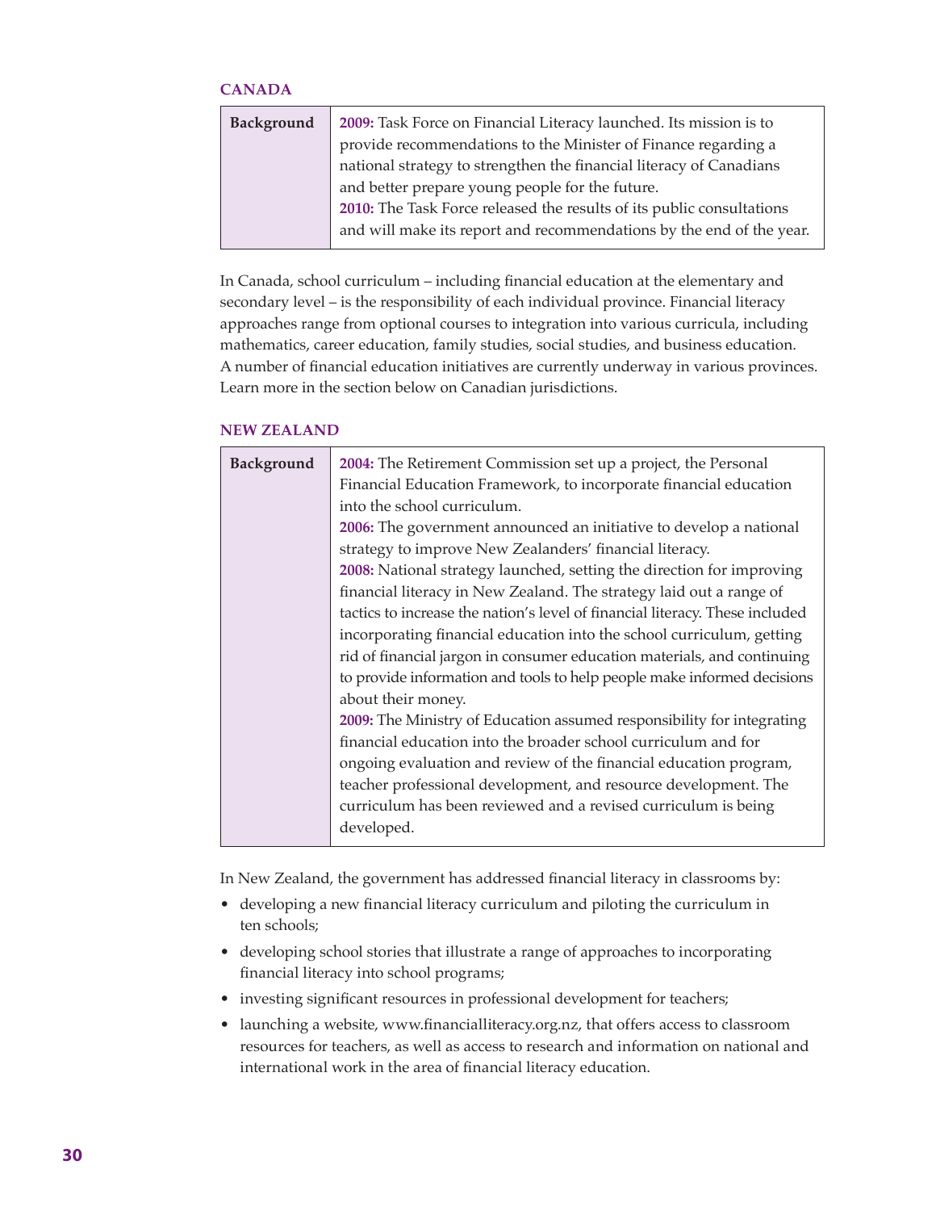## CANADA

| Background | **2009:** Task Force on Financial Literacy launched. Its mission is to provide recommendations to the Minister of Finance regarding a national strategy to strengthen the financial literacy of Canadians and better prepare young people for the future.<br>**2010:** The Task Force released the results of its public consultations and will make its report and recommendations by the end of the year. |
|---|---|

In Canada, school curriculum – including financial education at the elementary and secondary level – is the responsibility of each individual province. Financial literacy approaches range from optional courses to integration into various curricula, including mathematics, career education, family studies, social studies, and business education. A number of financial education initiatives are currently underway in various provinces. Learn more in the section below on Canadian jurisdictions.

## NEW ZEALAND

| Background | **2004:** The Retirement Commission set up a project, the Personal Financial Education Framework, to incorporate financial education into the school curriculum.<br>**2006:** The government announced an initiative to develop a national strategy to improve New Zealanders' financial literacy.<br>**2008:** National strategy launched, setting the direction for improving financial literacy in New Zealand. The strategy laid out a range of tactics to increase the nation's level of financial literacy. These included incorporating financial education into the school curriculum, getting rid of financial jargon in consumer education materials, and continuing to provide information and tools to help people make informed decisions about their money.<br>**2009:** The Ministry of Education assumed responsibility for integrating financial education into the broader school curriculum and for ongoing evaluation and review of the financial education program, teacher professional development, and resource development. The curriculum has been reviewed and a revised curriculum is being developed. |
|---|---|

In New Zealand, the government has addressed financial literacy in classrooms by:

- developing a new financial literacy curriculum and piloting the curriculum in ten schools;
- developing school stories that illustrate a range of approaches to incorporating financial literacy into school programs;
- investing significant resources in professional development for teachers;
- launching a website, www.financialliteracy.org.nz, that offers access to classroom resources for teachers, as well as access to research and information on national and international work in the area of financial literacy education.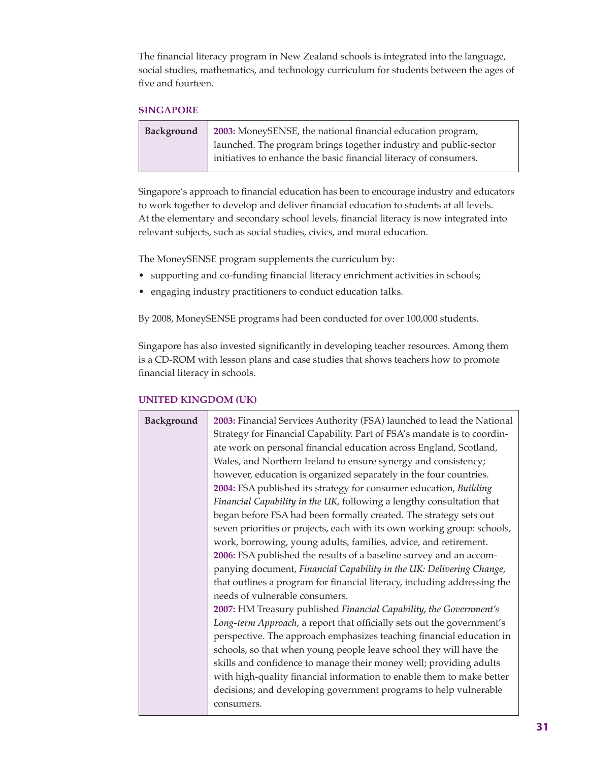The financial literacy program in New Zealand schools is integrated into the language, social studies, mathematics, and technology curriculum for students between the ages of five and fourteen.

### SINGAPORE

| Background | **2003:** MoneySENSE, the national financial education program, launched. The program brings together industry and public-sector initiatives to enhance the basic financial literacy of consumers. |
|---|---|

Singapore's approach to financial education has been to encourage industry and educators to work together to develop and deliver financial education to students at all levels. At the elementary and secondary school levels, financial literacy is now integrated into relevant subjects, such as social studies, civics, and moral education.

The MoneySENSE program supplements the curriculum by:

- supporting and co-funding financial literacy enrichment activities in schools;
- engaging industry practitioners to conduct education talks.

By 2008, MoneySENSE programs had been conducted for over 100,000 students.

Singapore has also invested significantly in developing teacher resources. Among them is a CD-ROM with lesson plans and case studies that shows teachers how to promote financial literacy in schools.

### UNITED KINGDOM (UK)

| Background | **2003:** Financial Services Authority (FSA) launched to lead the National Strategy for Financial Capability. Part of FSA's mandate is to coordinate work on personal financial education across England, Scotland, Wales, and Northern Ireland to ensure synergy and consistency; however, education is organized separately in the four countries.<br>**2004:** FSA published its strategy for consumer education, *Building Financial Capability in the UK*, following a lengthy consultation that began before FSA had been formally created. The strategy sets out seven priorities or projects, each with its own working group: schools, work, borrowing, young adults, families, advice, and retirement.<br>**2006:** FSA published the results of a baseline survey and an accompanying document, *Financial Capability in the UK: Delivering Change*, that outlines a program for financial literacy, including addressing the needs of vulnerable consumers.<br>**2007:** HM Treasury published *Financial Capability, the Government's Long-term Approach*, a report that officially sets out the government's perspective. The approach emphasizes teaching financial education in schools, so that when young people leave school they will have the skills and confidence to manage their money well; providing adults with high-quality financial information to enable them to make better decisions; and developing government programs to help vulnerable consumers. |
|---|---|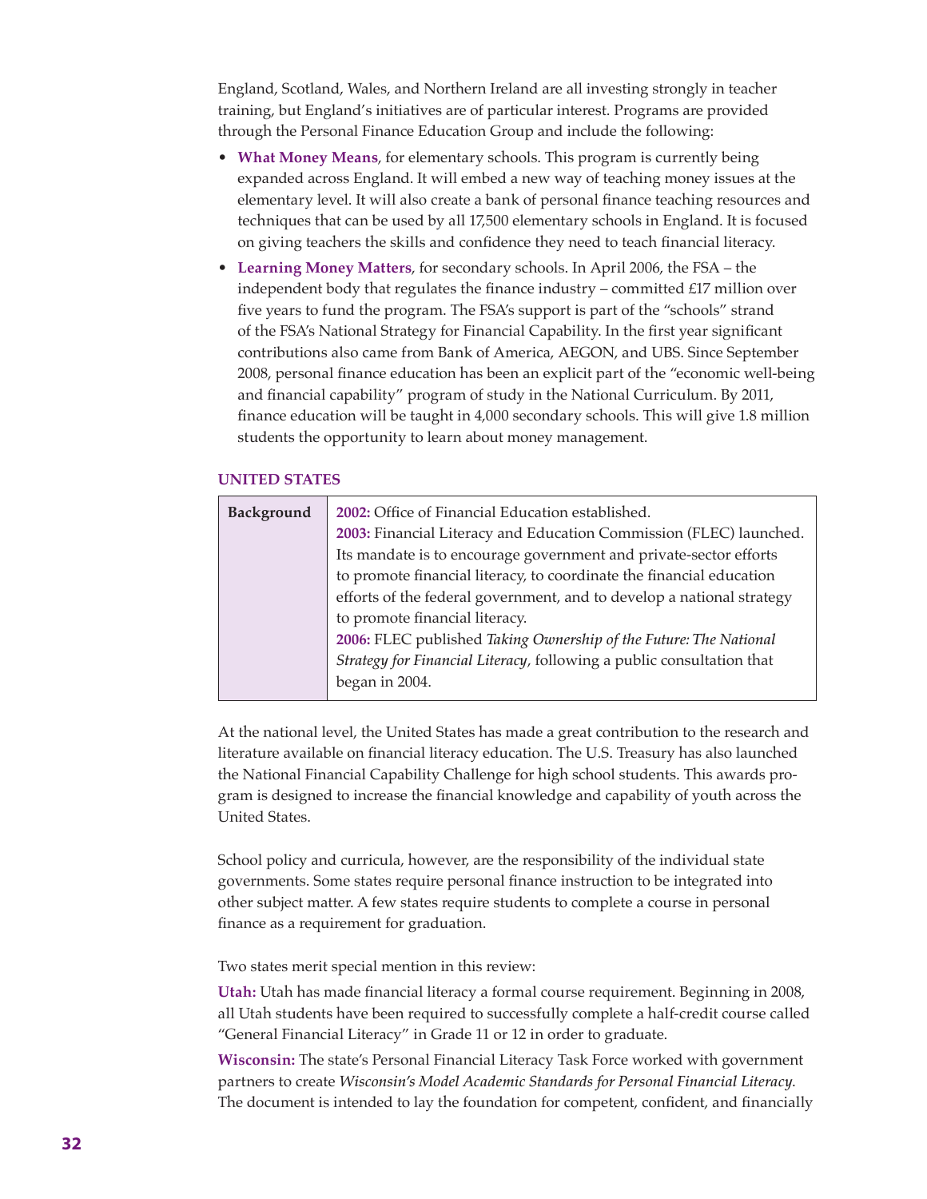England, Scotland, Wales, and Northern Ireland are all investing strongly in teacher training, but England's initiatives are of particular interest. Programs are provided through the Personal Finance Education Group and include the following:

- **What Money Means**, for elementary schools. This program is currently being expanded across England. It will embed a new way of teaching money issues at the elementary level. It will also create a bank of personal finance teaching resources and techniques that can be used by all 17,500 elementary schools in England. It is focused on giving teachers the skills and confidence they need to teach financial literacy.
- **Learning Money Matters**, for secondary schools. In April 2006, the FSA – the independent body that regulates the finance industry – committed £17 million over five years to fund the program. The FSA's support is part of the "schools" strand of the FSA's National Strategy for Financial Capability. In the first year significant contributions also came from Bank of America, AEGON, and UBS. Since September 2008, personal finance education has been an explicit part of the "economic well-being and financial capability" program of study in the National Curriculum. By 2011, finance education will be taught in 4,000 secondary schools. This will give 1.8 million students the opportunity to learn about money management.

### UNITED STATES

| **Background** | **2002:** Office of Financial Education established.<br>**2003:** Financial Literacy and Education Commission (FLEC) launched. Its mandate is to encourage government and private-sector efforts to promote financial literacy, to coordinate the financial education efforts of the federal government, and to develop a national strategy to promote financial literacy.<br>**2006:** FLEC published *Taking Ownership of the Future: The National Strategy for Financial Literacy*, following a public consultation that began in 2004. |
|---|---|

At the national level, the United States has made a great contribution to the research and literature available on financial literacy education. The U.S. Treasury has also launched the National Financial Capability Challenge for high school students. This awards program is designed to increase the financial knowledge and capability of youth across the United States.

School policy and curricula, however, are the responsibility of the individual state governments. Some states require personal finance instruction to be integrated into other subject matter. A few states require students to complete a course in personal finance as a requirement for graduation.

Two states merit special mention in this review:

**Utah:** Utah has made financial literacy a formal course requirement. Beginning in 2008, all Utah students have been required to successfully complete a half-credit course called "General Financial Literacy" in Grade 11 or 12 in order to graduate.

**Wisconsin:** The state's Personal Financial Literacy Task Force worked with government partners to create *Wisconsin's Model Academic Standards for Personal Financial Literacy.* The document is intended to lay the foundation for competent, confident, and financially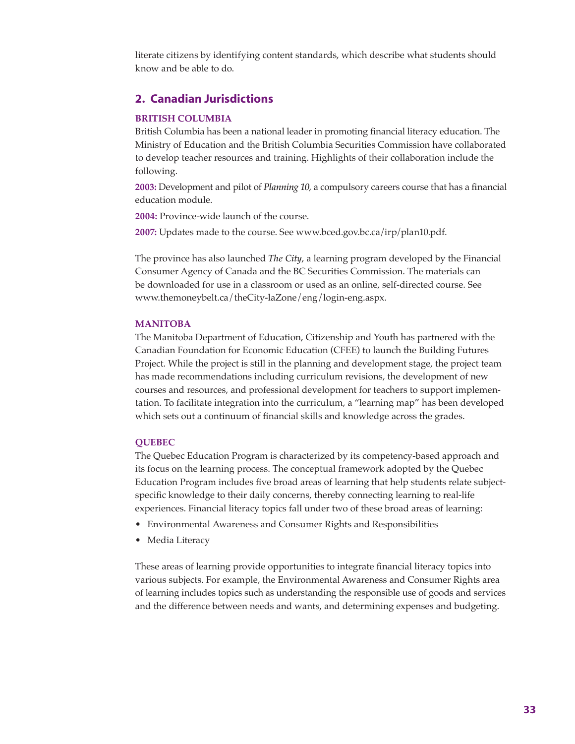literate citizens by identifying content standards, which describe what students should know and be able to do.

## 2. Canadian Jurisdictions

### BRITISH COLUMBIA

British Columbia has been a national leader in promoting financial literacy education. The Ministry of Education and the British Columbia Securities Commission have collaborated to develop teacher resources and training. Highlights of their collaboration include the following.

**2003:** Development and pilot of *Planning 10*, a compulsory careers course that has a financial education module.

**2004:** Province-wide launch of the course.

**2007:** Updates made to the course. See www.bced.gov.bc.ca/irp/plan10.pdf.

The province has also launched *The City*, a learning program developed by the Financial Consumer Agency of Canada and the BC Securities Commission. The materials can be downloaded for use in a classroom or used as an online, self-directed course. See www.themoneybelt.ca/theCity-laZone/eng/login-eng.aspx.

### MANITOBA

The Manitoba Department of Education, Citizenship and Youth has partnered with the Canadian Foundation for Economic Education (CFEE) to launch the Building Futures Project. While the project is still in the planning and development stage, the project team has made recommendations including curriculum revisions, the development of new courses and resources, and professional development for teachers to support implementation. To facilitate integration into the curriculum, a "learning map" has been developed which sets out a continuum of financial skills and knowledge across the grades.

### QUEBEC

The Quebec Education Program is characterized by its competency-based approach and its focus on the learning process. The conceptual framework adopted by the Quebec Education Program includes five broad areas of learning that help students relate subject-specific knowledge to their daily concerns, thereby connecting learning to real-life experiences. Financial literacy topics fall under two of these broad areas of learning:

- Environmental Awareness and Consumer Rights and Responsibilities
- Media Literacy

These areas of learning provide opportunities to integrate financial literacy topics into various subjects. For example, the Environmental Awareness and Consumer Rights area of learning includes topics such as understanding the responsible use of goods and services and the difference between needs and wants, and determining expenses and budgeting.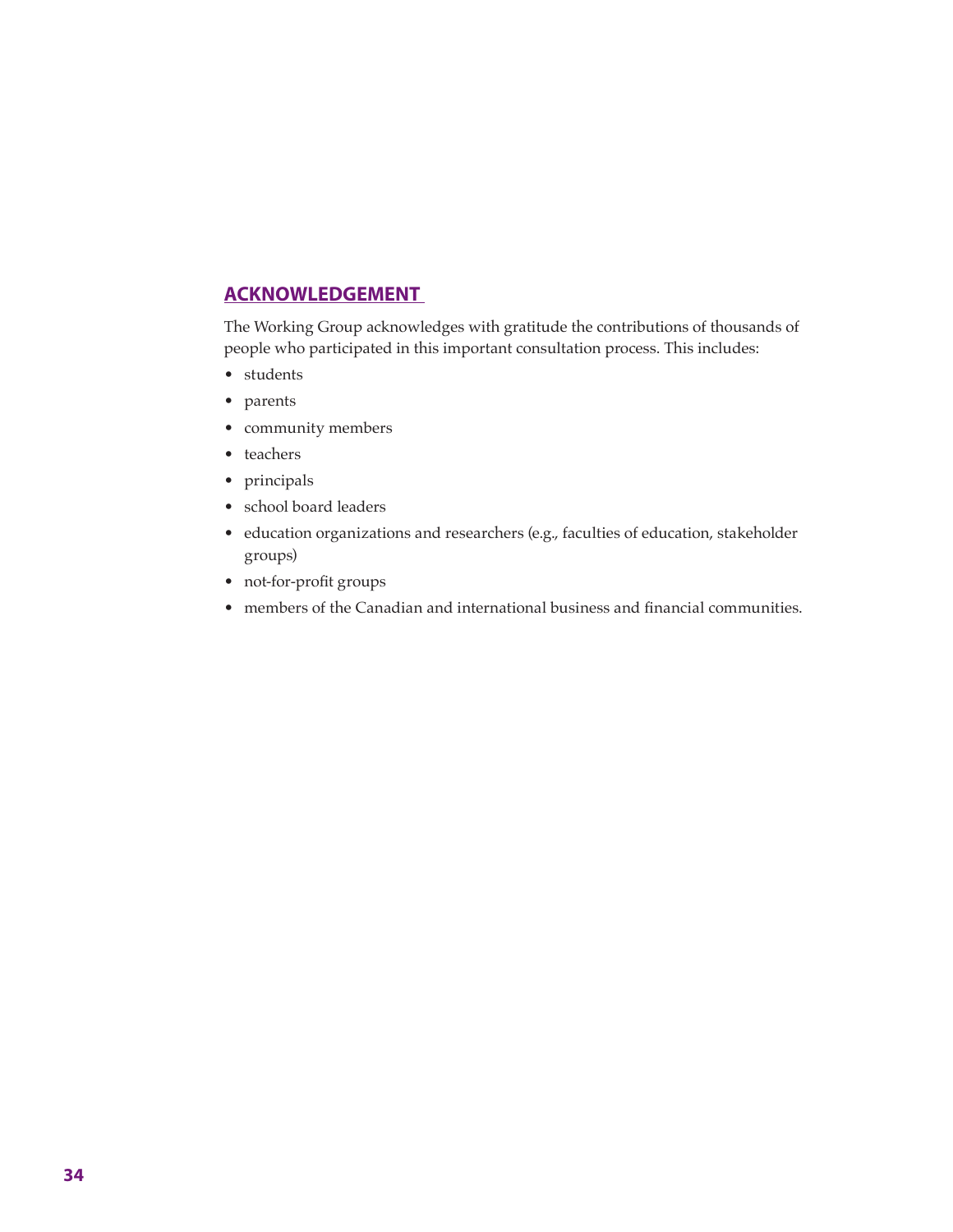## ACKNOWLEDGEMENT

The Working Group acknowledges with gratitude the contributions of thousands of people who participated in this important consultation process. This includes:

- students
- parents
- community members
- teachers
- principals
- school board leaders
- education organizations and researchers (e.g., faculties of education, stakeholder groups)
- not-for-profit groups
- members of the Canadian and international business and financial communities.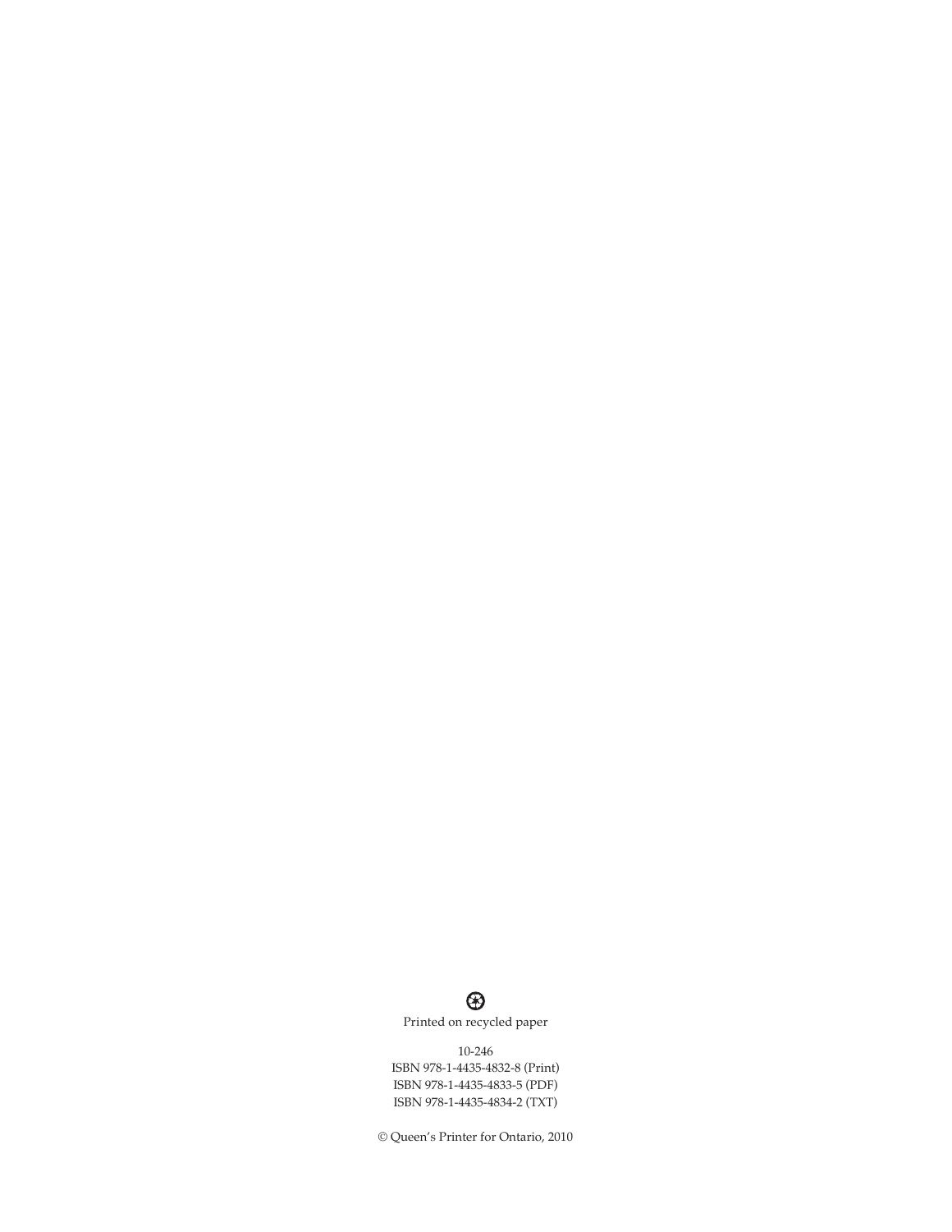Printed on recycled paper

10-246

ISBN 978-1-4435-4832-8 (Print)

ISBN 978-1-4435-4833-5 (PDF)

ISBN 978-1-4435-4834-2 (TXT)

© Queen's Printer for Ontario, 2010